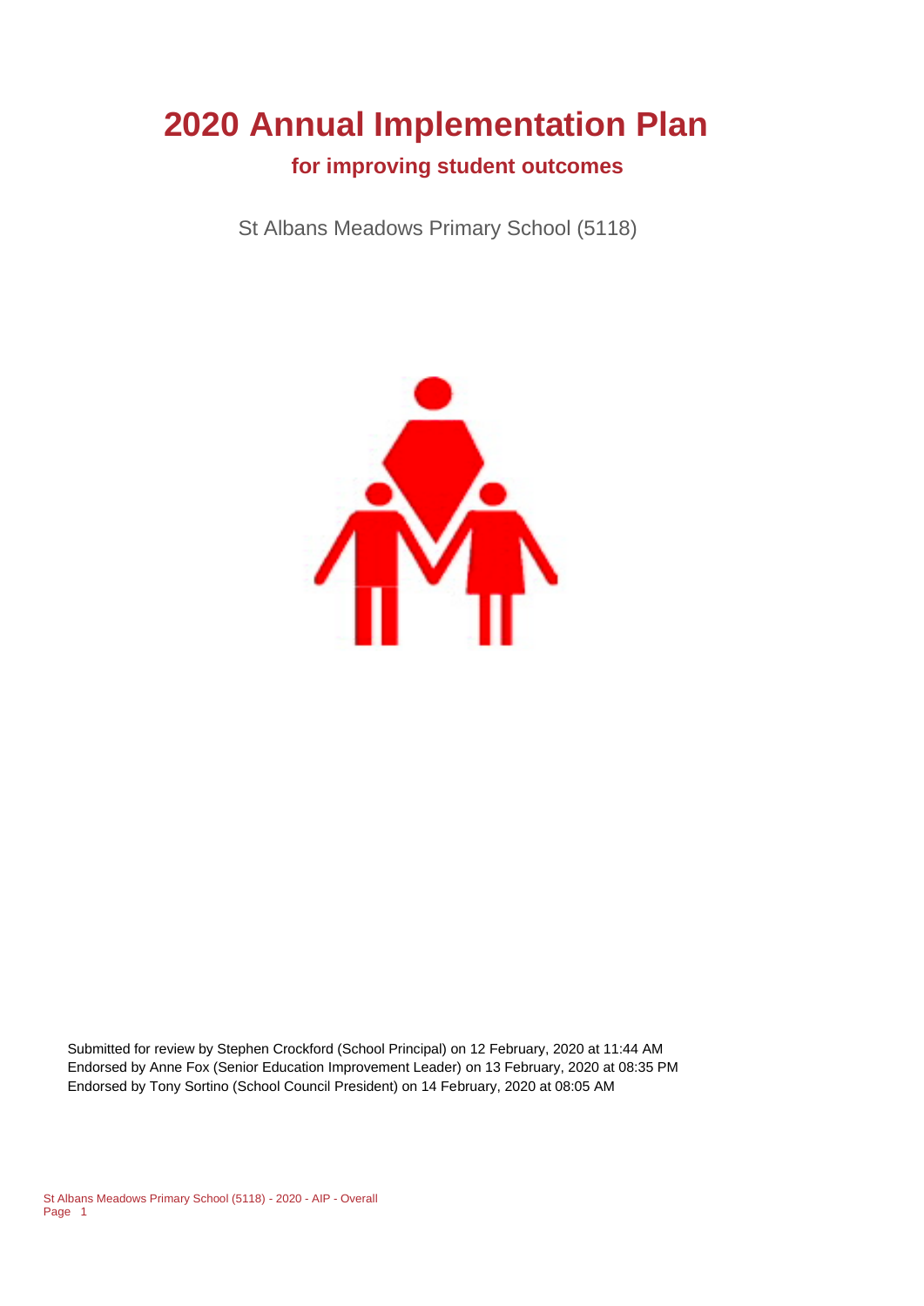# 2020 Annual Implementation Plan

## for improving student outcomes

St Albans Meadows Primary School (5118)

Submitted for review by Stephen Crockford (School Principal) on 12 February, 2020 at 11:44 AM
Endorsed by Anne Fox (Senior Education Improvement Leader) on 13 February, 2020 at 08:35 PM
Endorsed by Tony Sortino (School Council President) on 14 February, 2020 at 08:05 AM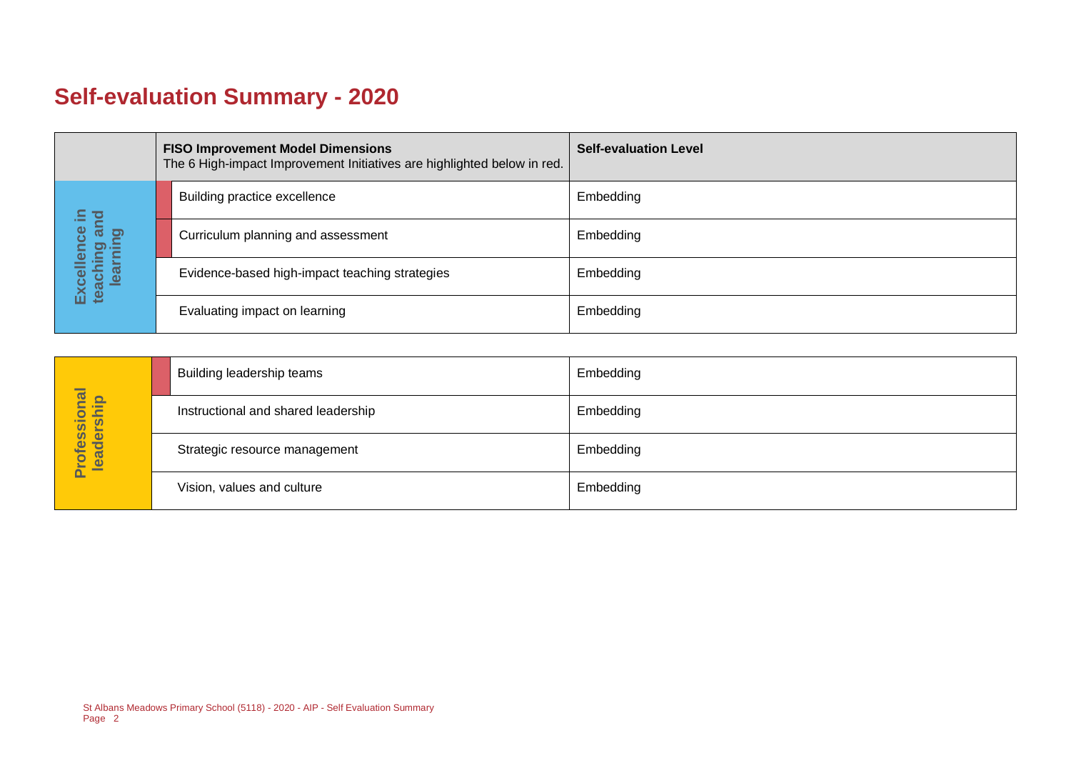# Self-evaluation Summary - 2020

| | FISO Improvement Model Dimensions<br>The 6 High-impact Improvement Initiatives are highlighted below in red. | Self-evaluation Level |
|---|---|---|
| Excellence in teaching and learning | Building practice excellence | Embedding |
| | Curriculum planning and assessment | Embedding |
| | Evidence-based high-impact teaching strategies | Embedding |
| | Evaluating impact on learning | Embedding |

| | | |
|---|---|---|
| Professional leadership | Building leadership teams | Embedding |
| | Instructional and shared leadership | Embedding |
| | Strategic resource management | Embedding |
| | Vision, values and culture | Embedding |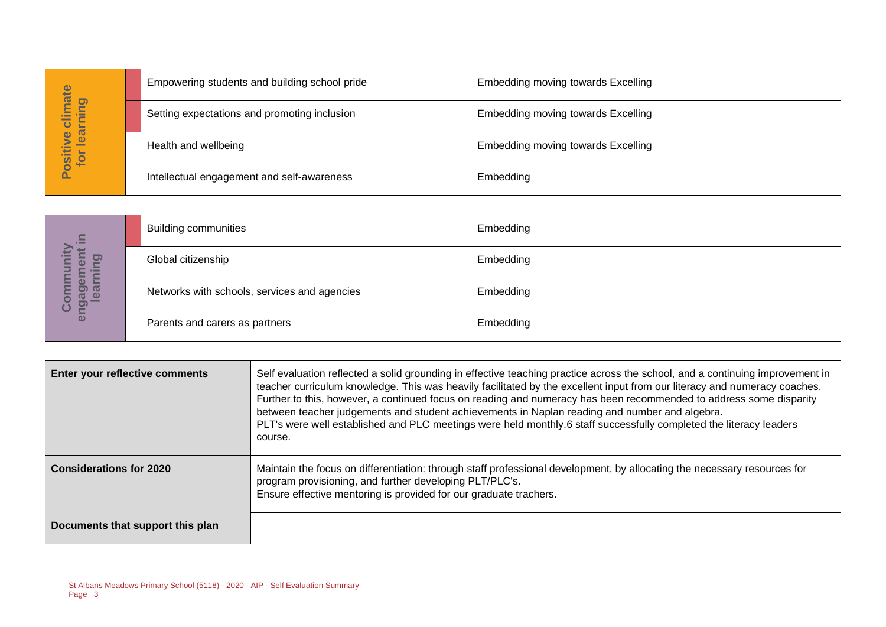| | | |
|---|---|---|
| Positive climate for learning | Empowering students and building school pride | Embedding moving towards Excelling |
| | Setting expectations and promoting inclusion | Embedding moving towards Excelling |
| | Health and wellbeing | Embedding moving towards Excelling |
| | Intellectual engagement and self-awareness | Embedding |

| | | |
|---|---|---|
| Community engagement in learning | Building communities | Embedding |
| | Global citizenship | Embedding |
| | Networks with schools, services and agencies | Embedding |
| | Parents and carers as partners | Embedding |

| | |
|---|---|
| **Enter your reflective comments** | Self evaluation reflected a solid grounding in effective teaching practice across the school, and a continuing improvement in teacher curriculum knowledge. This was heavily facilitated by the excellent input from our literacy and numeracy coaches. Further to this, however, a continued focus on reading and numeracy has been recommended to address some disparity between teacher judgements and student achievements in Naplan reading and number and algebra.<br>PLT's were well established and PLC meetings were held monthly.6 staff successfully completed the literacy leaders course. |
| **Considerations for 2020** | Maintain the focus on differentiation: through staff professional development, by allocating the necessary resources for program provisioning, and further developing PLT/PLC's.<br>Ensure effective mentoring is provided for our graduate trachers. |
| **Documents that support this plan** | |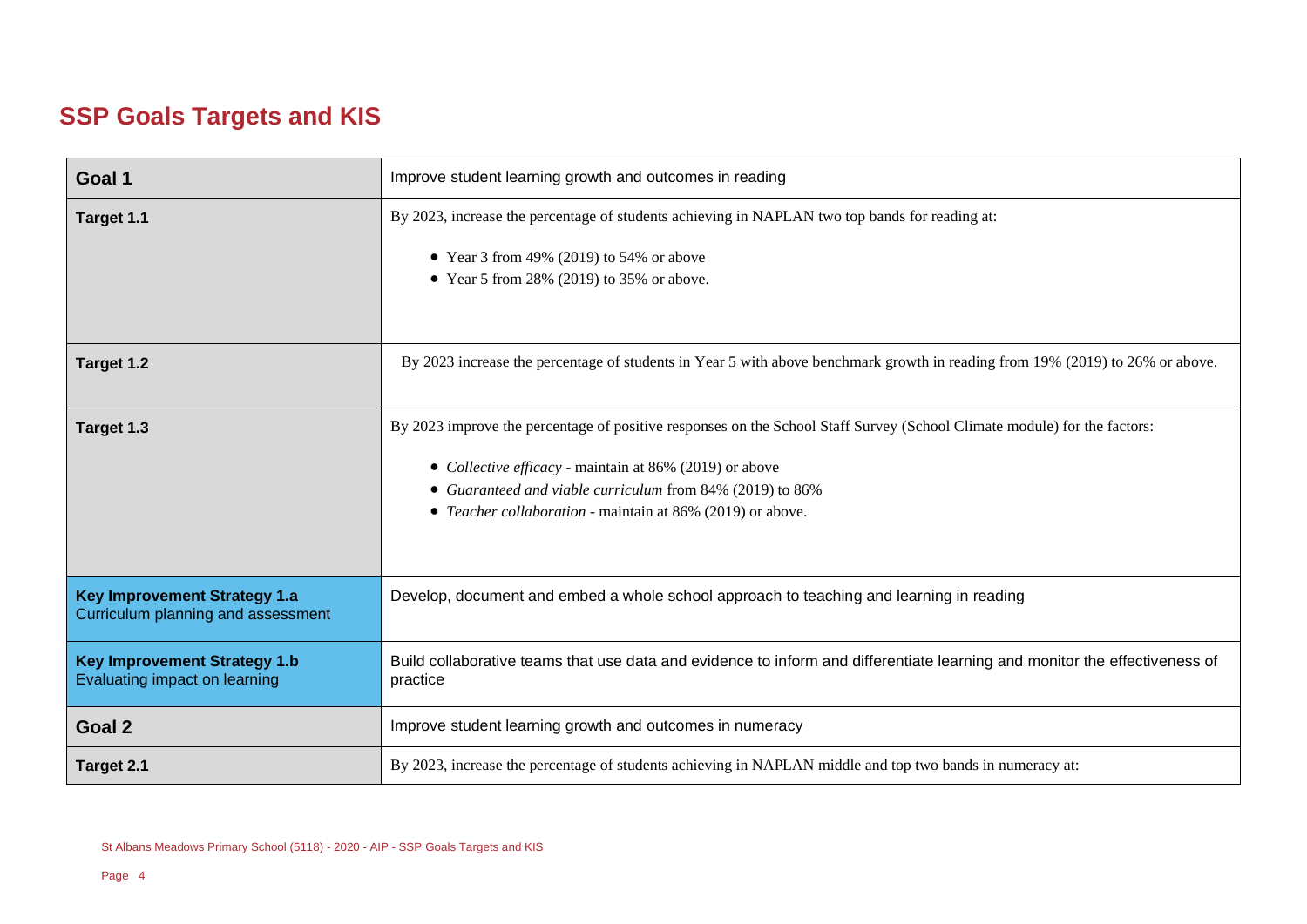## SSP Goals Targets and KIS

| | |
|---|---|
| **Goal 1** | Improve student learning growth and outcomes in reading |
| **Target 1.1** | By 2023, increase the percentage of students achieving in NAPLAN two top bands for reading at:<br><br>• Year 3 from 49% (2019) to 54% or above<br>• Year 5 from 28% (2019) to 35% or above. |
| **Target 1.2** | By 2023 increase the percentage of students in Year 5 with above benchmark growth in reading from 19% (2019) to 26% or above. |
| **Target 1.3** | By 2023 improve the percentage of positive responses on the School Staff Survey (School Climate module) for the factors:<br><br>• *Collective efficacy* - maintain at 86% (2019) or above<br>• *Guaranteed and viable curriculum* from 84% (2019) to 86%<br>• *Teacher collaboration* - maintain at 86% (2019) or above. |
| **Key Improvement Strategy 1.a**<br>Curriculum planning and assessment | Develop, document and embed a whole school approach to teaching and learning in reading |
| **Key Improvement Strategy 1.b**<br>Evaluating impact on learning | Build collaborative teams that use data and evidence to inform and differentiate learning and monitor the effectiveness of practice |
| **Goal 2** | Improve student learning growth and outcomes in numeracy |
| **Target 2.1** | By 2023, increase the percentage of students achieving in NAPLAN middle and top two bands in numeracy at: |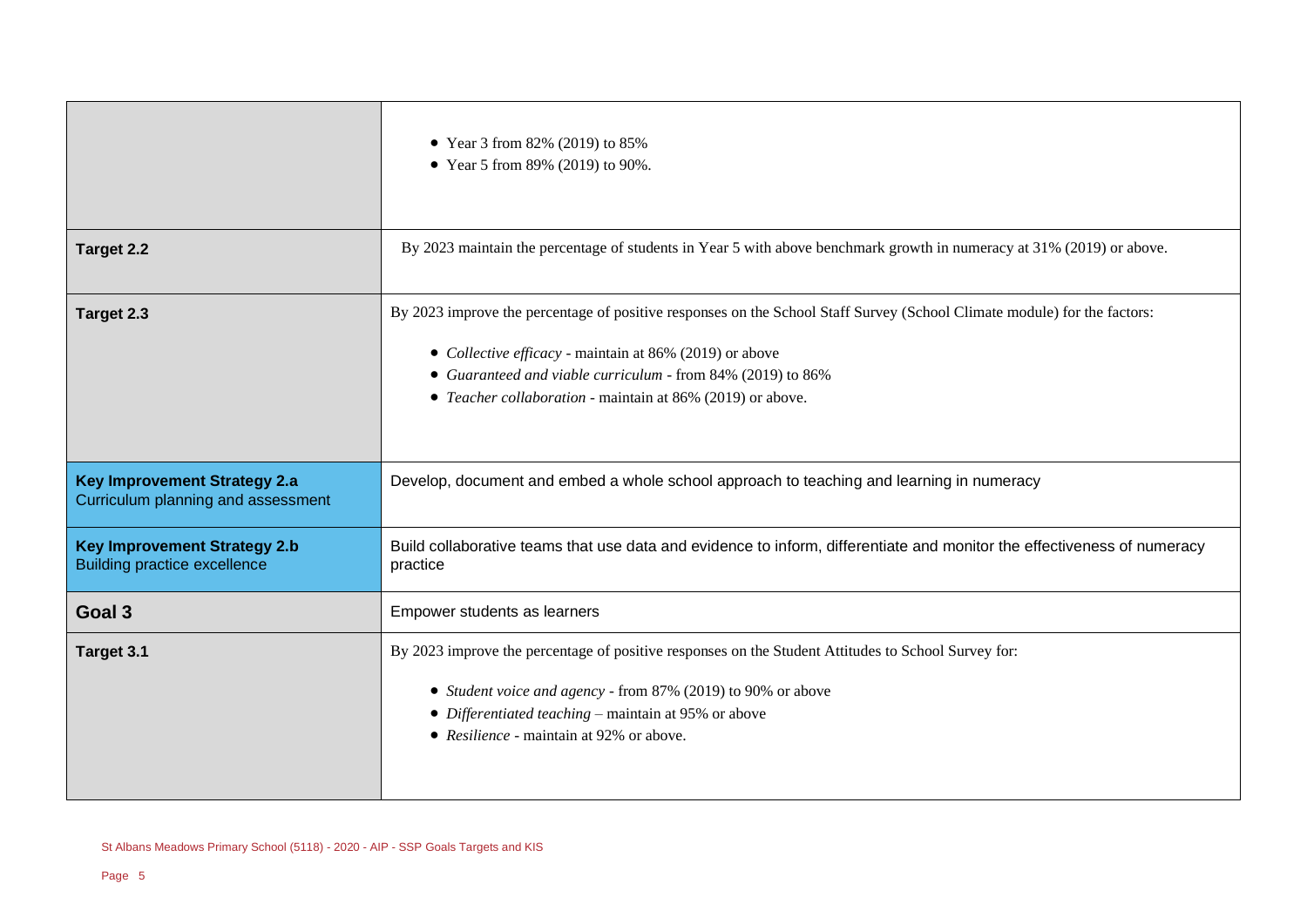| | |
|---|---|
| | • Year 3 from 82% (2019) to 85%<br>• Year 5 from 89% (2019) to 90%. |
| **Target 2.2** | By 2023 maintain the percentage of students in Year 5 with above benchmark growth in numeracy at 31% (2019) or above. |
| **Target 2.3** | By 2023 improve the percentage of positive responses on the School Staff Survey (School Climate module) for the factors:<br>• *Collective efficacy* - maintain at 86% (2019) or above<br>• *Guaranteed and viable curriculum* - from 84% (2019) to 86%<br>• *Teacher collaboration* - maintain at 86% (2019) or above. |
| **Key Improvement Strategy 2.a**<br>Curriculum planning and assessment | Develop, document and embed a whole school approach to teaching and learning in numeracy |
| **Key Improvement Strategy 2.b**<br>Building practice excellence | Build collaborative teams that use data and evidence to inform, differentiate and monitor the effectiveness of numeracy practice |
| **Goal 3** | Empower students as learners |
| **Target 3.1** | By 2023 improve the percentage of positive responses on the Student Attitudes to School Survey for:<br>• *Student voice and agency* - from 87% (2019) to 90% or above<br>• *Differentiated teaching* – maintain at 95% or above<br>• *Resilience* - maintain at 92% or above. |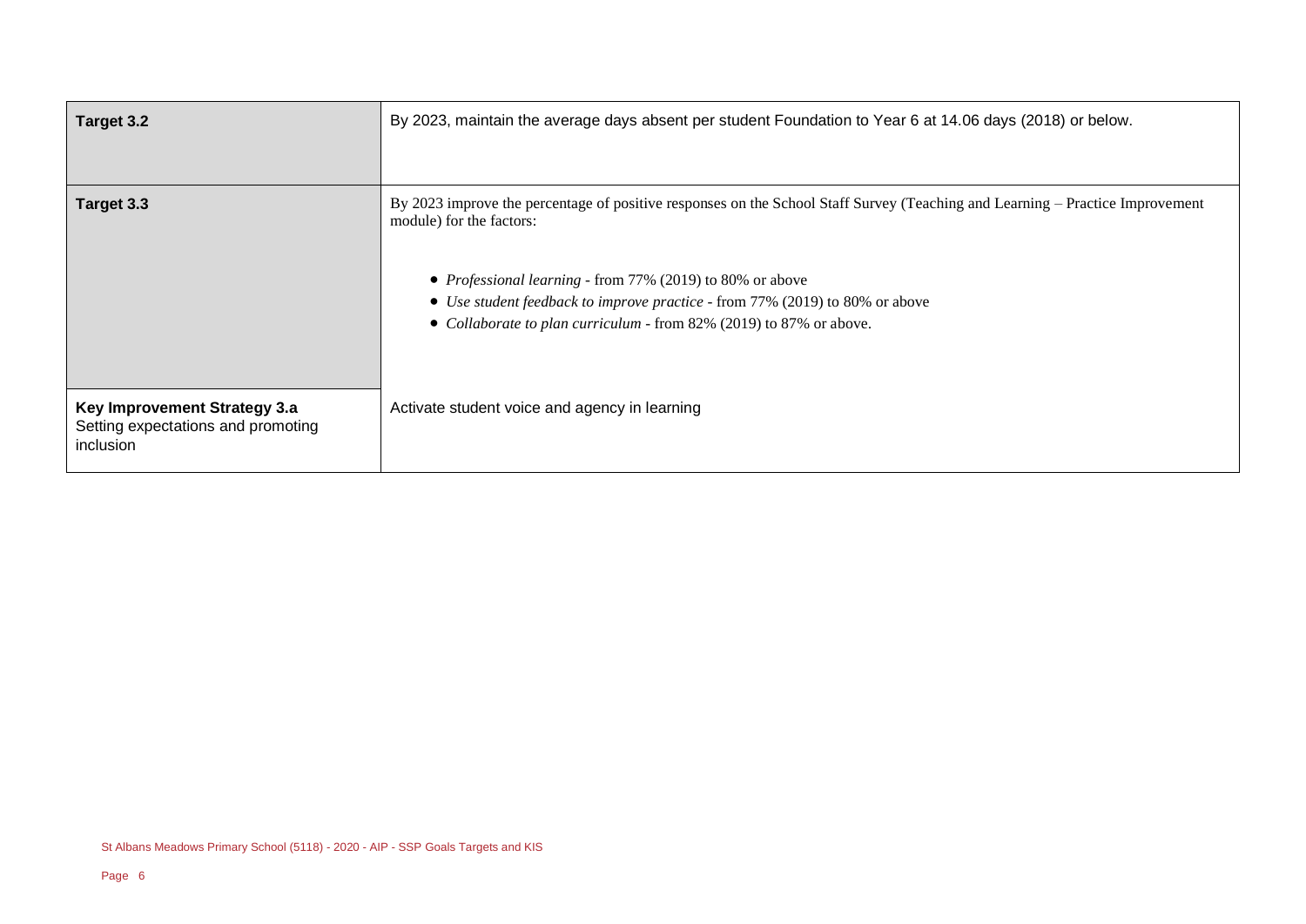| | |
|---|---|
| **Target 3.2** | By 2023, maintain the average days absent per student Foundation to Year 6 at 14.06 days (2018) or below. |
| **Target 3.3** | By 2023 improve the percentage of positive responses on the School Staff Survey (Teaching and Learning – Practice Improvement module) for the factors:<br><br>• *Professional learning* - from 77% (2019) to 80% or above<br>• *Use student feedback to improve practice* - from 77% (2019) to 80% or above<br>• *Collaborate to plan curriculum* - from 82% (2019) to 87% or above. |
| **Key Improvement Strategy 3.a**<br>Setting expectations and promoting inclusion | Activate student voice and agency in learning |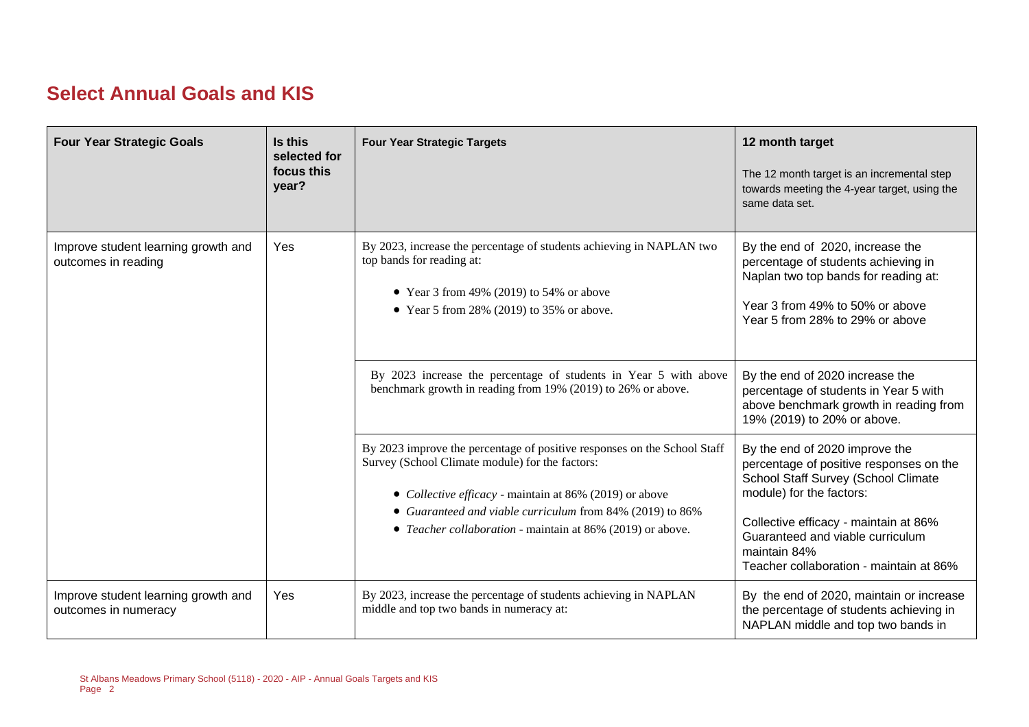## Select Annual Goals and KIS

| Four Year Strategic Goals | Is this selected for focus this year? | Four Year Strategic Targets | 12 month target<br><br>The 12 month target is an incremental step towards meeting the 4-year target, using the same data set. |
|---|---|---|---|
| Improve student learning growth and outcomes in reading | Yes | By 2023, increase the percentage of students achieving in NAPLAN two top bands for reading at:<br><br>• Year 3 from 49% (2019) to 54% or above<br>• Year 5 from 28% (2019) to 35% or above. | By the end of 2020, increase the percentage of students achieving in Naplan two top bands for reading at:<br><br>Year 3 from 49% to 50% or above<br>Year 5 from 28% to 29% or above |
| | | By 2023 increase the percentage of students in Year 5 with above benchmark growth in reading from 19% (2019) to 26% or above. | By the end of 2020 increase the percentage of students in Year 5 with above benchmark growth in reading from 19% (2019) to 20% or above. |
| | | By 2023 improve the percentage of positive responses on the School Staff Survey (School Climate module) for the factors:<br><br>• *Collective efficacy* - maintain at 86% (2019) or above<br>• *Guaranteed and viable curriculum* from 84% (2019) to 86%<br>• *Teacher collaboration* - maintain at 86% (2019) or above. | By the end of 2020 improve the percentage of positive responses on the School Staff Survey (School Climate module) for the factors:<br><br>Collective efficacy - maintain at 86%<br>Guaranteed and viable curriculum maintain 84%<br>Teacher collaboration - maintain at 86% |
| Improve student learning growth and outcomes in numeracy | Yes | By 2023, increase the percentage of students achieving in NAPLAN middle and top two bands in numeracy at: | By the end of 2020, maintain or increase the percentage of students achieving in NAPLAN middle and top two bands in |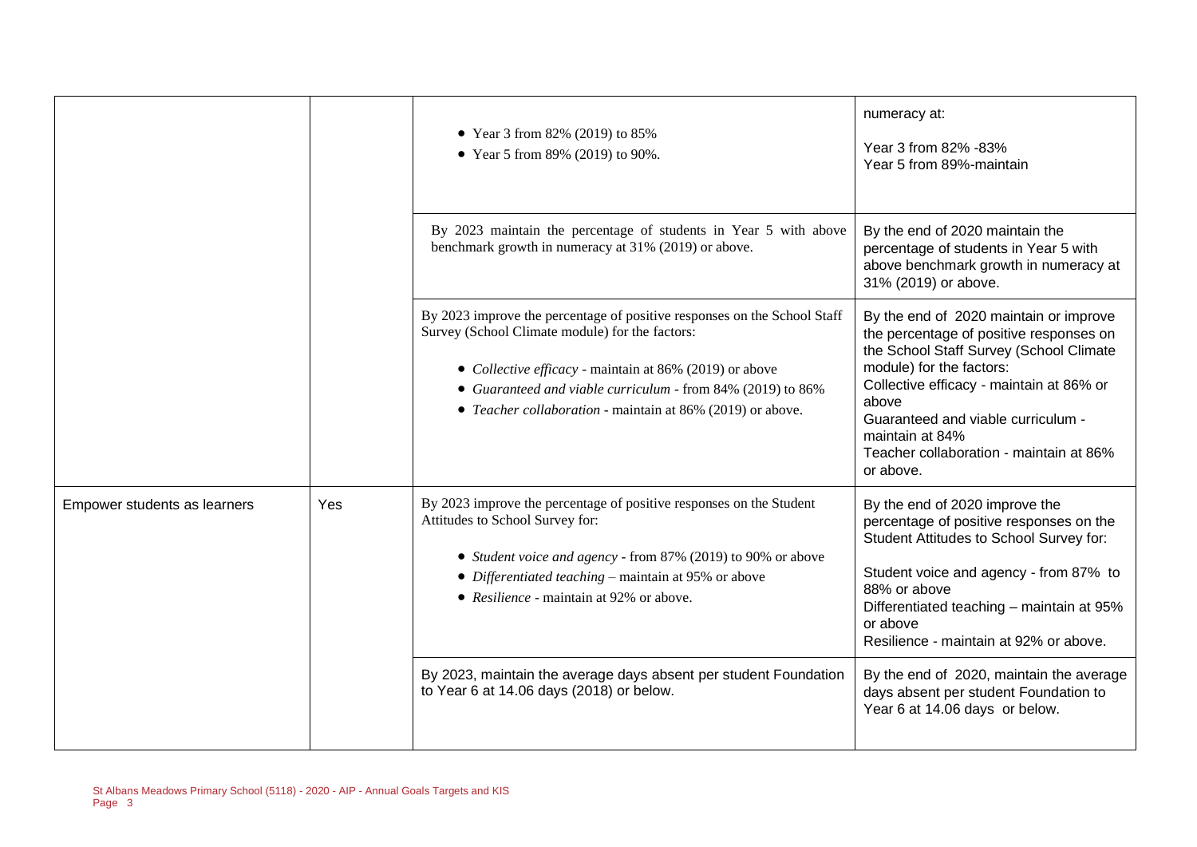| | | | |
|---|---|---|---|
| | | • Year 3 from 82% (2019) to 85%<br>• Year 5 from 89% (2019) to 90%. | numeracy at:<br><br>Year 3 from 82% -83%<br>Year 5 from 89%-maintain |
| | | By 2023 maintain the percentage of students in Year 5 with above benchmark growth in numeracy at 31% (2019) or above. | By the end of 2020 maintain the percentage of students in Year 5 with above benchmark growth in numeracy at 31% (2019) or above. |
| | | By 2023 improve the percentage of positive responses on the School Staff Survey (School Climate module) for the factors:<br><br>• *Collective efficacy* - maintain at 86% (2019) or above<br>• *Guaranteed and viable curriculum* - from 84% (2019) to 86%<br>• *Teacher collaboration* - maintain at 86% (2019) or above. | By the end of 2020 maintain or improve the percentage of positive responses on the School Staff Survey (School Climate module) for the factors:<br>Collective efficacy - maintain at 86% or above<br>Guaranteed and viable curriculum - maintain at 84%<br>Teacher collaboration - maintain at 86% or above. |
| Empower students as learners | Yes | By 2023 improve the percentage of positive responses on the Student Attitudes to School Survey for:<br><br>• *Student voice and agency* - from 87% (2019) to 90% or above<br>• *Differentiated teaching* – maintain at 95% or above<br>• *Resilience* - maintain at 92% or above. | By the end of 2020 improve the percentage of positive responses on the Student Attitudes to School Survey for:<br><br>Student voice and agency - from 87% to 88% or above<br>Differentiated teaching – maintain at 95% or above<br>Resilience - maintain at 92% or above. |
| | | By 2023, maintain the average days absent per student Foundation to Year 6 at 14.06 days (2018) or below. | By the end of 2020, maintain the average days absent per student Foundation to Year 6 at 14.06 days or below. |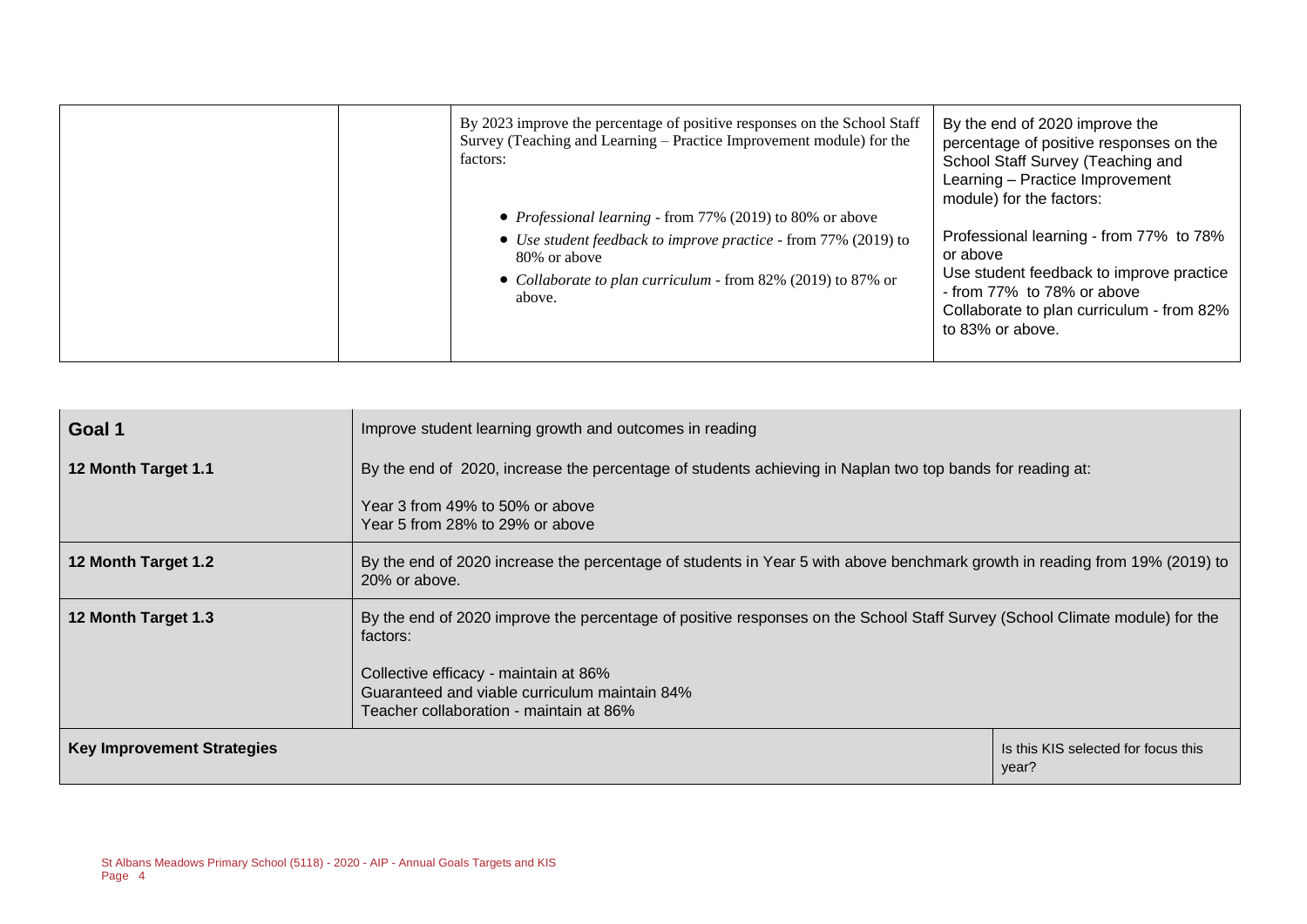| | | By 2023 improve the percentage of positive responses on the School Staff Survey (Teaching and Learning – Practice Improvement module) for the factors:<br><br>• *Professional learning* - from 77% (2019) to 80% or above<br>• *Use student feedback to improve practice* - from 77% (2019) to 80% or above<br>• *Collaborate to plan curriculum* - from 82% (2019) to 87% or above. | By the end of 2020 improve the percentage of positive responses on the School Staff Survey (Teaching and Learning – Practice Improvement module) for the factors:<br><br>Professional learning - from 77% to 78% or above<br>Use student feedback to improve practice - from 77% to 78% or above<br>Collaborate to plan curriculum - from 82% to 83% or above. |
|---|---|---|---|

| **Goal 1** | Improve student learning growth and outcomes in reading | |
|---|---|---|
| **12 Month Target 1.1** | By the end of 2020, increase the percentage of students achieving in Naplan two top bands for reading at:<br><br>Year 3 from 49% to 50% or above<br>Year 5 from 28% to 29% or above | |
| **12 Month Target 1.2** | By the end of 2020 increase the percentage of students in Year 5 with above benchmark growth in reading from 19% (2019) to 20% or above. | |
| **12 Month Target 1.3** | By the end of 2020 improve the percentage of positive responses on the School Staff Survey (School Climate module) for the factors:<br><br>Collective efficacy - maintain at 86%<br>Guaranteed and viable curriculum maintain 84%<br>Teacher collaboration - maintain at 86% | |
| **Key Improvement Strategies** | | Is this KIS selected for focus this year? |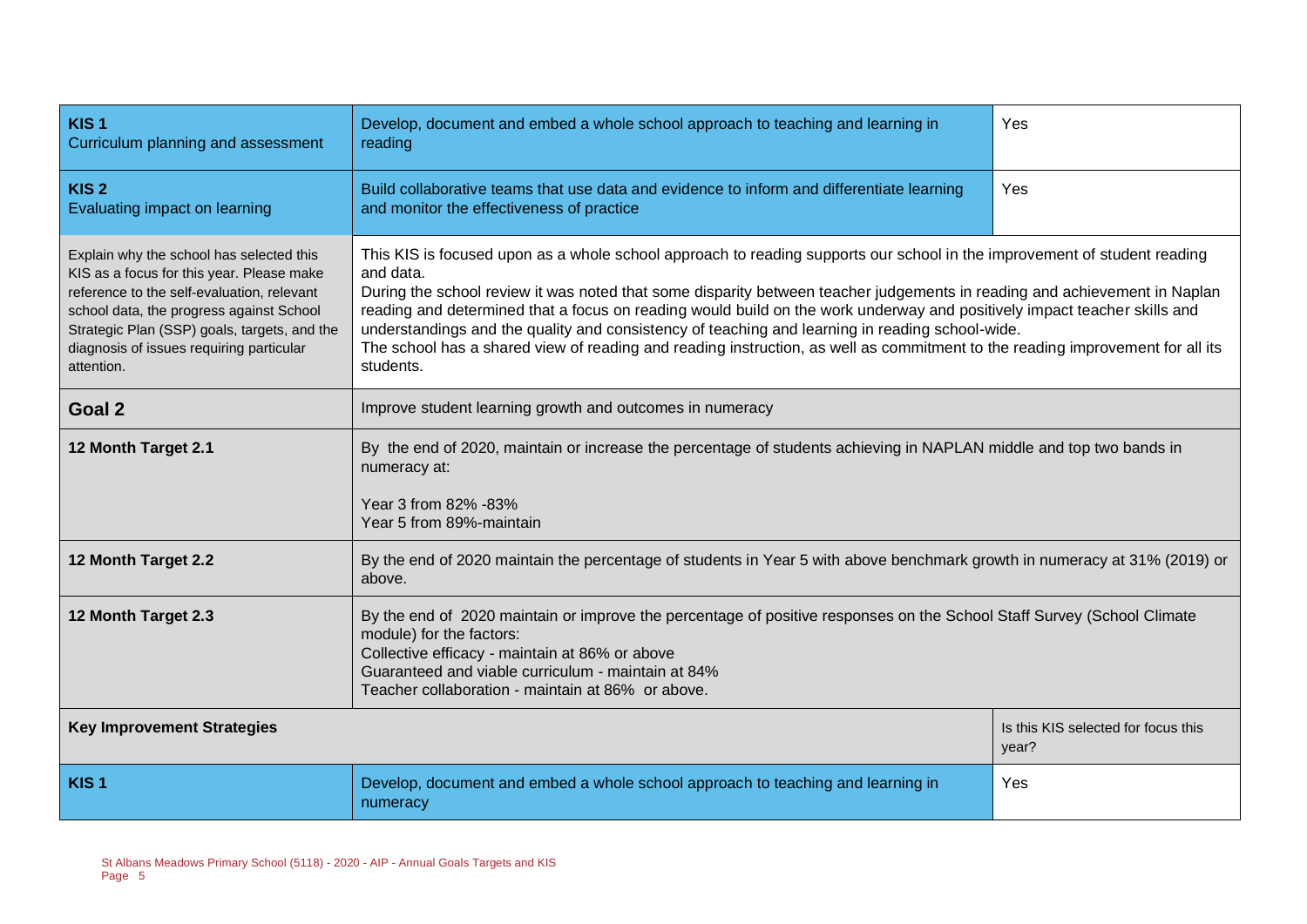| KIS 1<br>Curriculum planning and assessment | Develop, document and embed a whole school approach to teaching and learning in reading | Yes |
|---|---|---|
| **KIS 2**<br>Evaluating impact on learning | Build collaborative teams that use data and evidence to inform and differentiate learning and monitor the effectiveness of practice | Yes |
| Explain why the school has selected this KIS as a focus for this year. Please make reference to the self-evaluation, relevant school data, the progress against School Strategic Plan (SSP) goals, targets, and the diagnosis of issues requiring particular attention. | This KIS is focused upon as a whole school approach to reading supports our school in the improvement of student reading and data.<br>During the school review it was noted that some disparity between teacher judgements in reading and achievement in Naplan reading and determined that a focus on reading would build on the work underway and positively impact teacher skills and understandings and the quality and consistency of teaching and learning in reading school-wide.<br>The school has a shared view of reading and reading instruction, as well as commitment to the reading improvement for all its students. | |
| **Goal 2** | Improve student learning growth and outcomes in numeracy | |
| **12 Month Target 2.1** | By the end of 2020, maintain or increase the percentage of students achieving in NAPLAN middle and top two bands in numeracy at:<br><br>Year 3 from 82% -83%<br>Year 5 from 89%-maintain | |
| **12 Month Target 2.2** | By the end of 2020 maintain the percentage of students in Year 5 with above benchmark growth in numeracy at 31% (2019) or above. | |
| **12 Month Target 2.3** | By the end of 2020 maintain or improve the percentage of positive responses on the School Staff Survey (School Climate module) for the factors:<br>Collective efficacy - maintain at 86% or above<br>Guaranteed and viable curriculum - maintain at 84%<br>Teacher collaboration - maintain at 86% or above. | |
| **Key Improvement Strategies** | | Is this KIS selected for focus this year? |
| **KIS 1** | Develop, document and embed a whole school approach to teaching and learning in numeracy | Yes |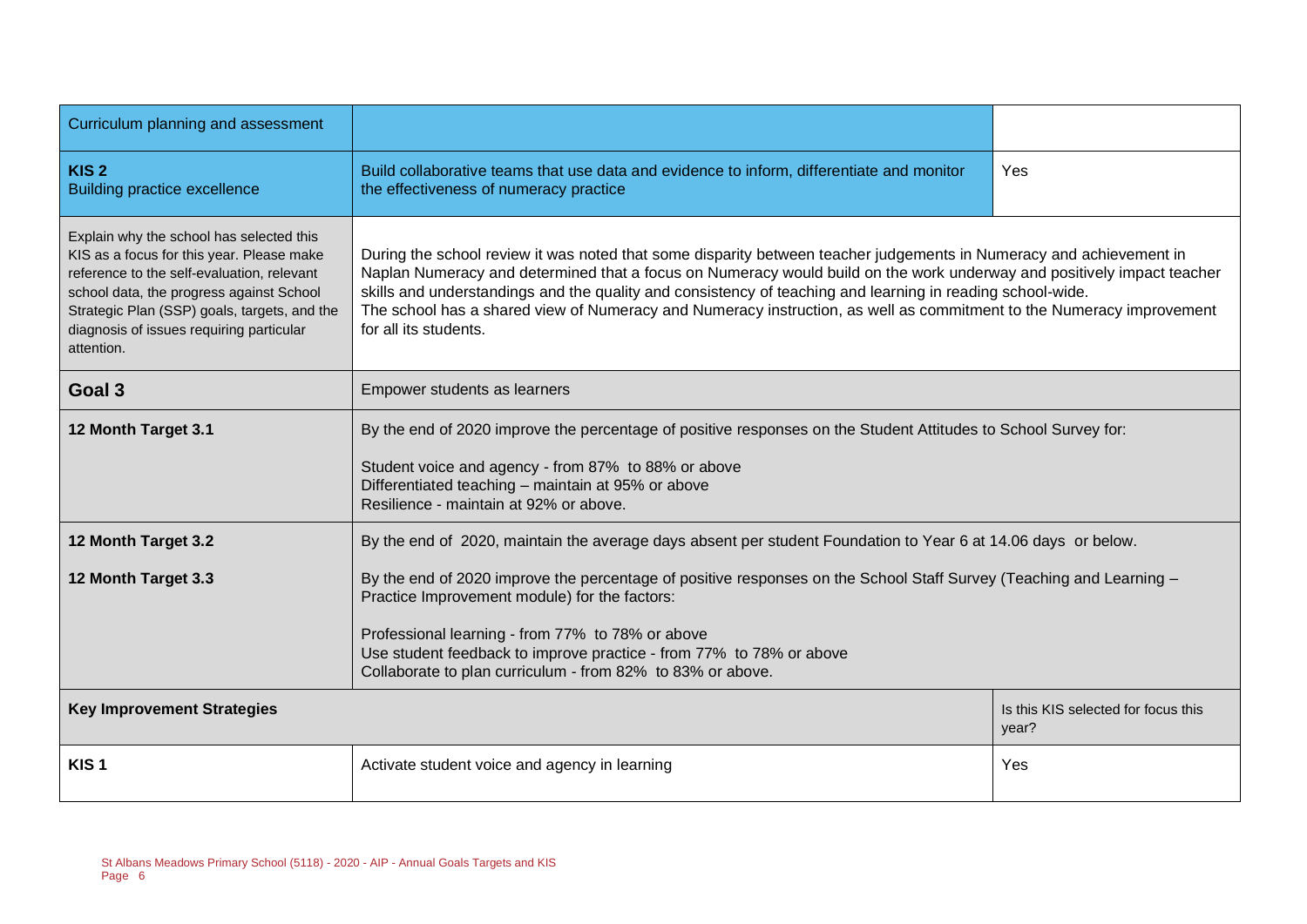| Curriculum planning and assessment | | |
|---|---|---|
| **KIS 2**<br>Building practice excellence | Build collaborative teams that use data and evidence to inform, differentiate and monitor the effectiveness of numeracy practice | Yes |
| Explain why the school has selected this KIS as a focus for this year. Please make reference to the self-evaluation, relevant school data, the progress against School Strategic Plan (SSP) goals, targets, and the diagnosis of issues requiring particular attention. | During the school review it was noted that some disparity between teacher judgements in Numeracy and achievement in Naplan Numeracy and determined that a focus on Numeracy would build on the work underway and positively impact teacher skills and understandings and the quality and consistency of teaching and learning in reading school-wide.<br>The school has a shared view of Numeracy and Numeracy instruction, as well as commitment to the Numeracy improvement for all its students. | |
| **Goal 3** | Empower students as learners | |
| **12 Month Target 3.1** | By the end of 2020 improve the percentage of positive responses on the Student Attitudes to School Survey for:<br><br>Student voice and agency - from 87% to 88% or above<br>Differentiated teaching – maintain at 95% or above<br>Resilience - maintain at 92% or above. | |
| **12 Month Target 3.2** | By the end of 2020, maintain the average days absent per student Foundation to Year 6 at 14.06 days or below. | |
| **12 Month Target 3.3** | By the end of 2020 improve the percentage of positive responses on the School Staff Survey (Teaching and Learning – Practice Improvement module) for the factors:<br><br>Professional learning - from 77% to 78% or above<br>Use student feedback to improve practice - from 77% to 78% or above<br>Collaborate to plan curriculum - from 82% to 83% or above. | |
| **Key Improvement Strategies** | | Is this KIS selected for focus this year? |
| **KIS 1** | Activate student voice and agency in learning | Yes |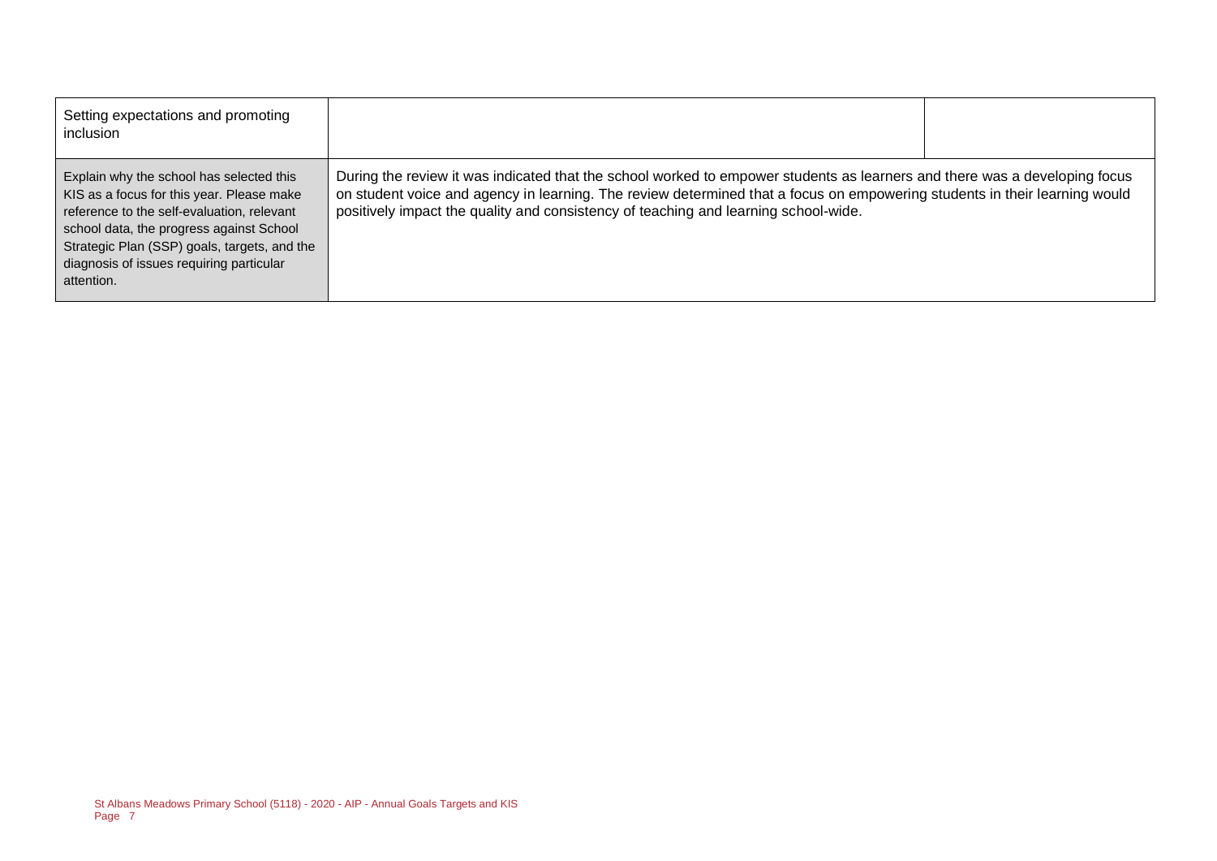| Setting expectations and promoting inclusion | | |
|---|---|---|
| Explain why the school has selected this KIS as a focus for this year. Please make reference to the self-evaluation, relevant school data, the progress against School Strategic Plan (SSP) goals, targets, and the diagnosis of issues requiring particular attention. | During the review it was indicated that the school worked to empower students as learners and there was a developing focus on student voice and agency in learning. The review determined that a focus on empowering students in their learning would positively impact the quality and consistency of teaching and learning school-wide. | |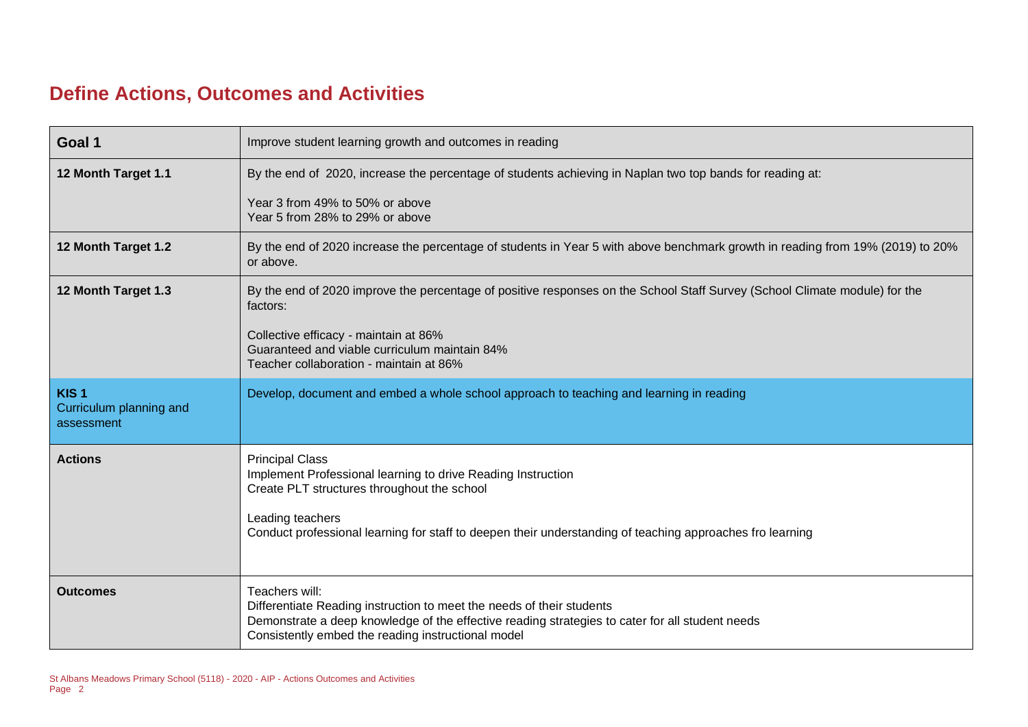## Define Actions, Outcomes and Activities

| Goal 1 | Improve student learning growth and outcomes in reading |
|---|---|
| **12 Month Target 1.1** | By the end of 2020, increase the percentage of students achieving in Naplan two top bands for reading at:<br><br>Year 3 from 49% to 50% or above<br>Year 5 from 28% to 29% or above |
| **12 Month Target 1.2** | By the end of 2020 increase the percentage of students in Year 5 with above benchmark growth in reading from 19% (2019) to 20% or above. |
| **12 Month Target 1.3** | By the end of 2020 improve the percentage of positive responses on the School Staff Survey (School Climate module) for the factors:<br><br>Collective efficacy - maintain at 86%<br>Guaranteed and viable curriculum maintain 84%<br>Teacher collaboration - maintain at 86% |
| **KIS 1**<br>Curriculum planning and assessment | Develop, document and embed a whole school approach to teaching and learning in reading |
| **Actions** | Principal Class<br>Implement Professional learning to drive Reading Instruction<br>Create PLT structures throughout the school<br><br>Leading teachers<br>Conduct professional learning for staff to deepen their understanding of teaching approaches fro learning |
| **Outcomes** | Teachers will:<br>Differentiate Reading instruction to meet the needs of their students<br>Demonstrate a deep knowledge of the effective reading strategies to cater for all student needs<br>Consistently embed the reading instructional model |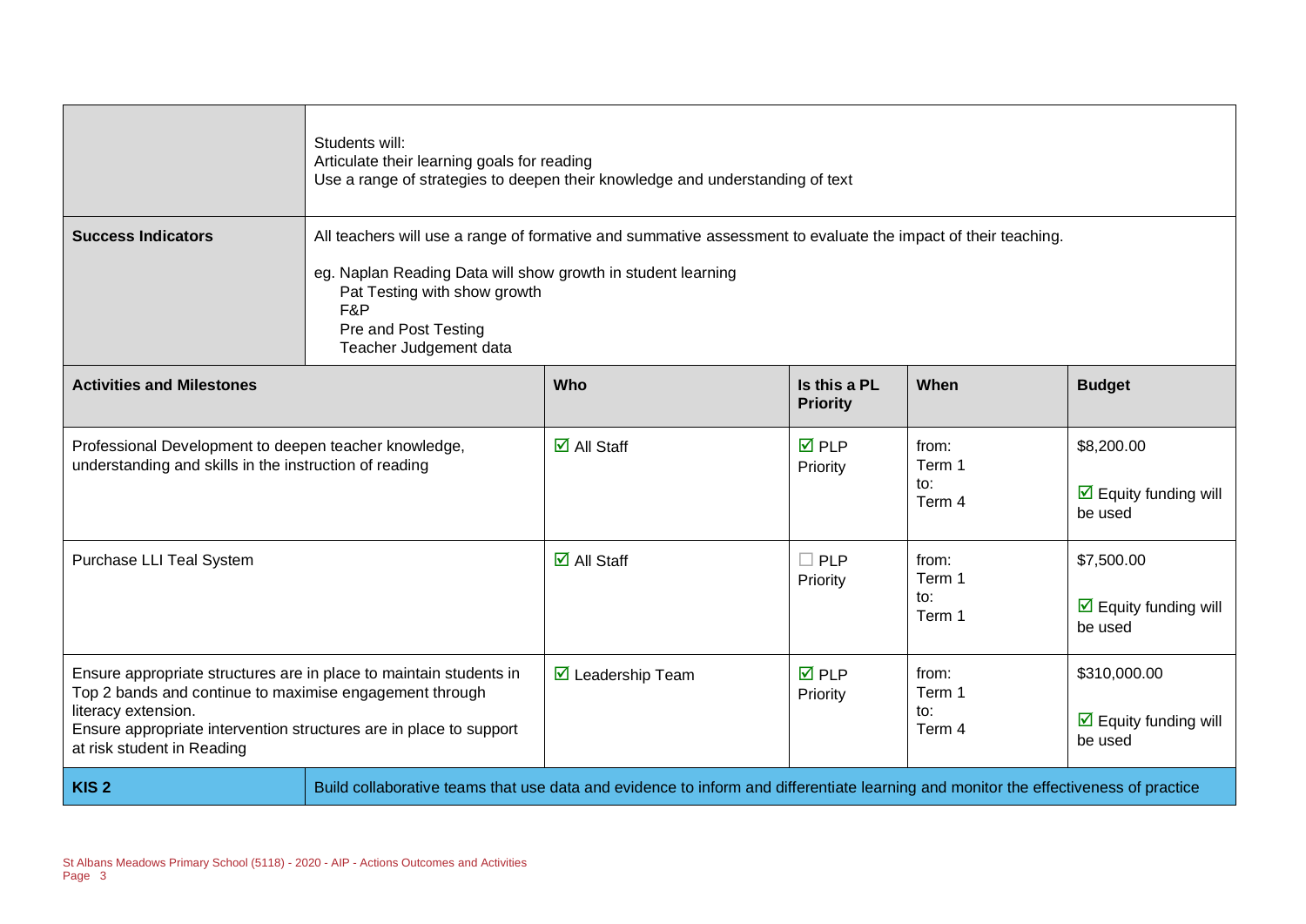| | | | | | |
|---|---|---|---|---|---|
| | Students will:<br>Articulate their learning goals for reading<br>Use a range of strategies to deepen their knowledge and understanding of text | | | | |
| **Success Indicators** | All teachers will use a range of formative and summative assessment to evaluate the impact of their teaching.<br><br>eg. Naplan Reading Data will show growth in student learning<br>Pat Testing with show growth<br>F&P<br>Pre and Post Testing<br>Teacher Judgement data | | | | |
| **Activities and Milestones** | | **Who** | **Is this a PL Priority** | **When** | **Budget** |
| Professional Development to deepen teacher knowledge, understanding and skills in the instruction of reading | | ☑ All Staff | ☑ PLP Priority | from: Term 1<br>to: Term 4 | $8,200.00<br><br>☑ Equity funding will be used |
| Purchase LLI Teal System | | ☑ All Staff | ☐ PLP Priority | from: Term 1<br>to: Term 1 | $7,500.00<br><br>☑ Equity funding will be used |
| Ensure appropriate structures are in place to maintain students in Top 2 bands and continue to maximise engagement through literacy extension.<br>Ensure appropriate intervention structures are in place to support at risk student in Reading | | ☑ Leadership Team | ☑ PLP Priority | from: Term 1<br>to: Term 4 | $310,000.00<br><br>☑ Equity funding will be used |
| **KIS 2** | Build collaborative teams that use data and evidence to inform and differentiate learning and monitor the effectiveness of practice | | | | |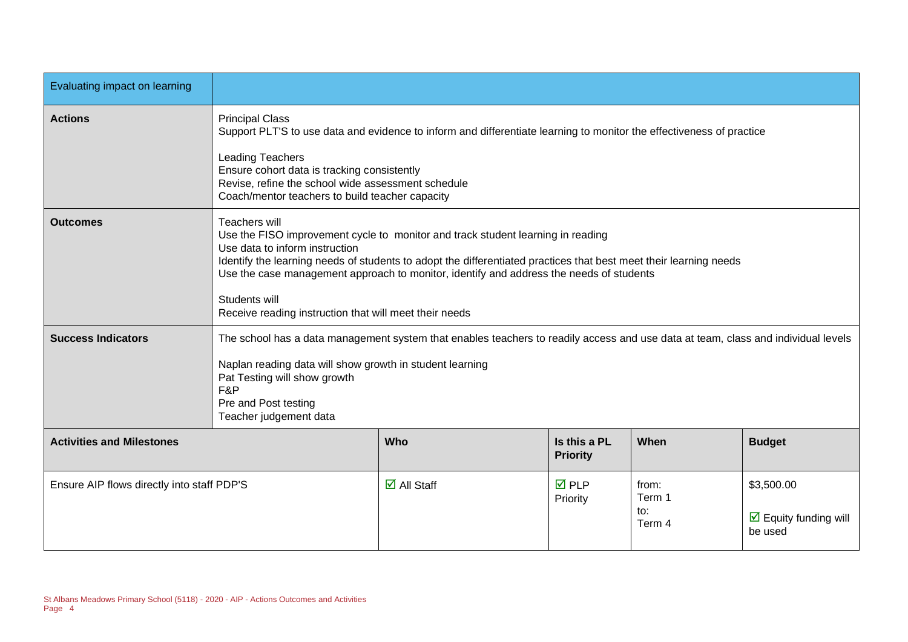| Evaluating impact on learning | | | | | |
|---|---|---|---|---|---|
| **Actions** | Principal Class<br>Support PLT'S to use data and evidence to inform and differentiate learning to monitor the effectiveness of practice<br><br>Leading Teachers<br>Ensure cohort data is tracking consistently<br>Revise, refine the school wide assessment schedule<br>Coach/mentor teachers to build teacher capacity | | | | |
| **Outcomes** | Teachers will<br>Use the FISO improvement cycle to monitor and track student learning in reading<br>Use data to inform instruction<br>Identify the learning needs of students to adopt the differentiated practices that best meet their learning needs<br>Use the case management approach to monitor, identify and address the needs of students<br><br>Students will<br>Receive reading instruction that will meet their needs | | | | |
| **Success Indicators** | The school has a data management system that enables teachers to readily access and use data at team, class and individual levels<br><br>Naplan reading data will show growth in student learning<br>Pat Testing will show growth<br>F&P<br>Pre and Post testing<br>Teacher judgement data | | | | |
| **Activities and Milestones** | | **Who** | **Is this a PL Priority** | **When** | **Budget** |
| Ensure AIP flows directly into staff PDP'S | | ☑ All Staff | ☑ PLP Priority | from:<br>Term 1<br>to:<br>Term 4 | $3,500.00<br><br>☑ Equity funding will be used |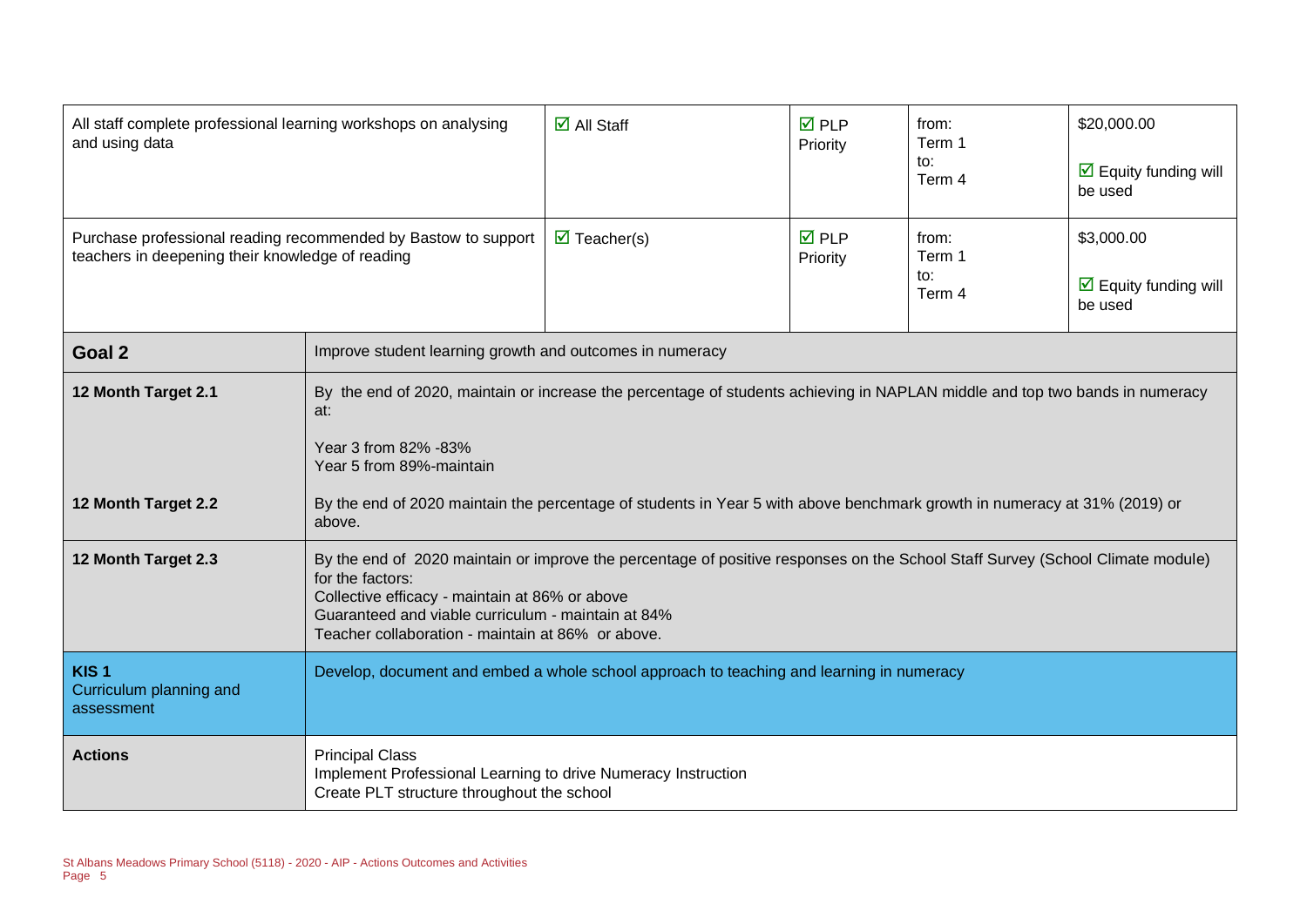| | | | | |
|---|---|---|---|---|
| All staff complete professional learning workshops on analysing and using data | ☑ All Staff | ☑ PLP Priority | from: Term 1 to: Term 4 | $20,000.00 ☑ Equity funding will be used |
| Purchase professional reading recommended by Bastow to support teachers in deepening their knowledge of reading | ☑ Teacher(s) | ☑ PLP Priority | from: Term 1 to: Term 4 | $3,000.00 ☑ Equity funding will be used |

| | |
|---|---|
| **Goal 2** | Improve student learning growth and outcomes in numeracy |
| **12 Month Target 2.1** | By the end of 2020, maintain or increase the percentage of students achieving in NAPLAN middle and top two bands in numeracy at:<br><br>Year 3 from 82% -83%<br>Year 5 from 89%-maintain |
| **12 Month Target 2.2** | By the end of 2020 maintain the percentage of students in Year 5 with above benchmark growth in numeracy at 31% (2019) or above. |
| **12 Month Target 2.3** | By the end of 2020 maintain or improve the percentage of positive responses on the School Staff Survey (School Climate module) for the factors:<br>Collective efficacy - maintain at 86% or above<br>Guaranteed and viable curriculum - maintain at 84%<br>Teacher collaboration - maintain at 86% or above. |
| **KIS 1**<br>Curriculum planning and assessment | Develop, document and embed a whole school approach to teaching and learning in numeracy |
| **Actions** | Principal Class<br>Implement Professional Learning to drive Numeracy Instruction<br>Create PLT structure throughout the school |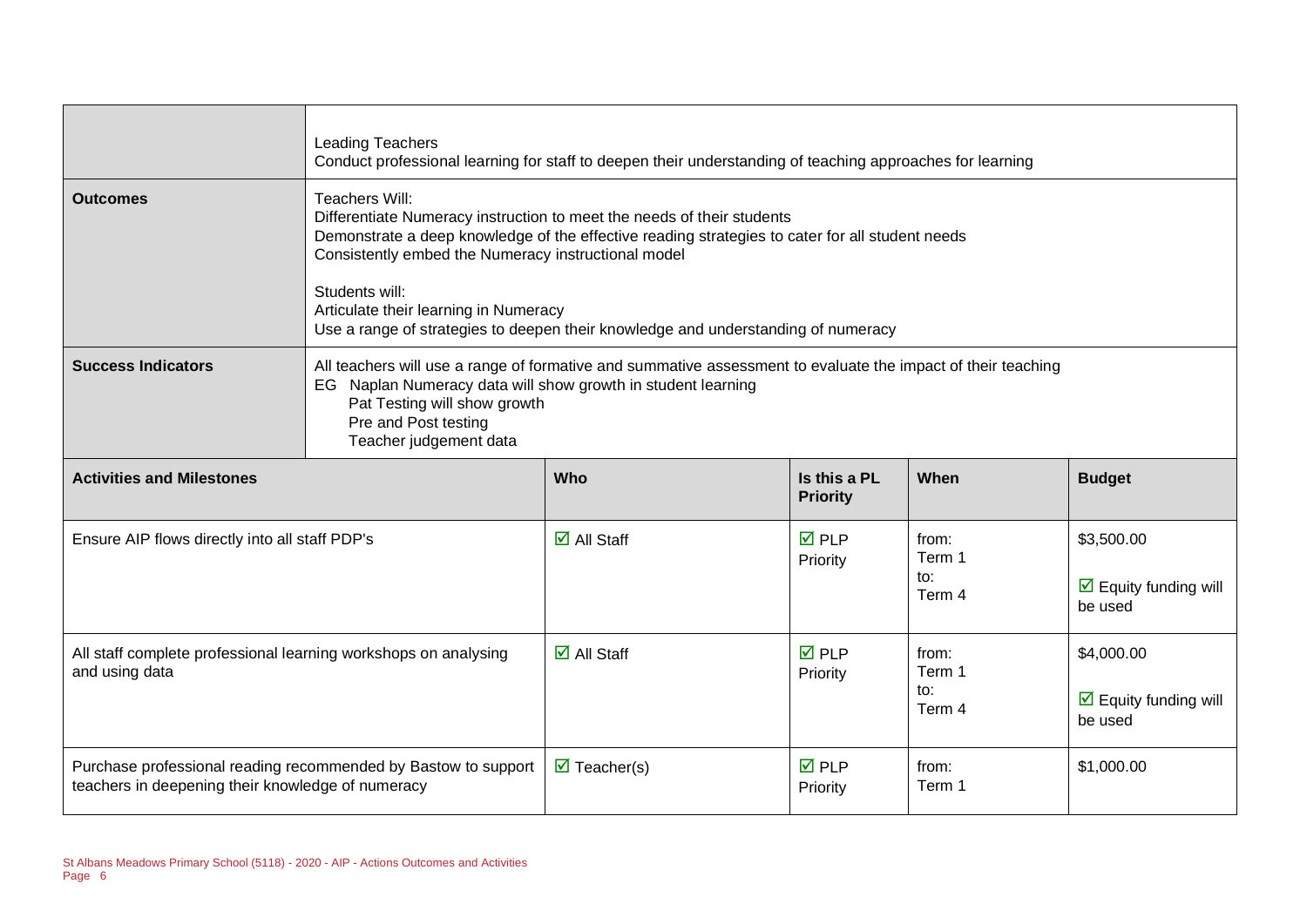| | |
|---|---|
| | Leading Teachers<br>Conduct professional learning for staff to deepen their understanding of teaching approaches for learning |
| **Outcomes** | Teachers Will:<br>Differentiate Numeracy instruction to meet the needs of their students<br>Demonstrate a deep knowledge of the effective reading strategies to cater for all student needs<br>Consistently embed the Numeracy instructional model<br><br>Students will:<br>Articulate their learning in Numeracy<br>Use a range of strategies to deepen their knowledge and understanding of numeracy |
| **Success Indicators** | All teachers will use a range of formative and summative assessment to evaluate the impact of their teaching<br>EG Naplan Numeracy data will show growth in student learning<br>Pat Testing will show growth<br>Pre and Post testing<br>Teacher judgement data |

| **Activities and Milestones** | **Who** | **Is this a PL Priority** | **When** | **Budget** |
|---|---|---|---|---|
| Ensure AIP flows directly into all staff PDP's | ☑ All Staff | ☑ PLP Priority | from: Term 1 to: Term 4 | $3,500.00<br>☑ Equity funding will be used |
| All staff complete professional learning workshops on analysing and using data | ☑ All Staff | ☑ PLP Priority | from: Term 1 to: Term 4 | $4,000.00<br>☑ Equity funding will be used |
| Purchase professional reading recommended by Bastow to support teachers in deepening their knowledge of numeracy | ☑ Teacher(s) | ☑ PLP Priority | from: Term 1 | $1,000.00 |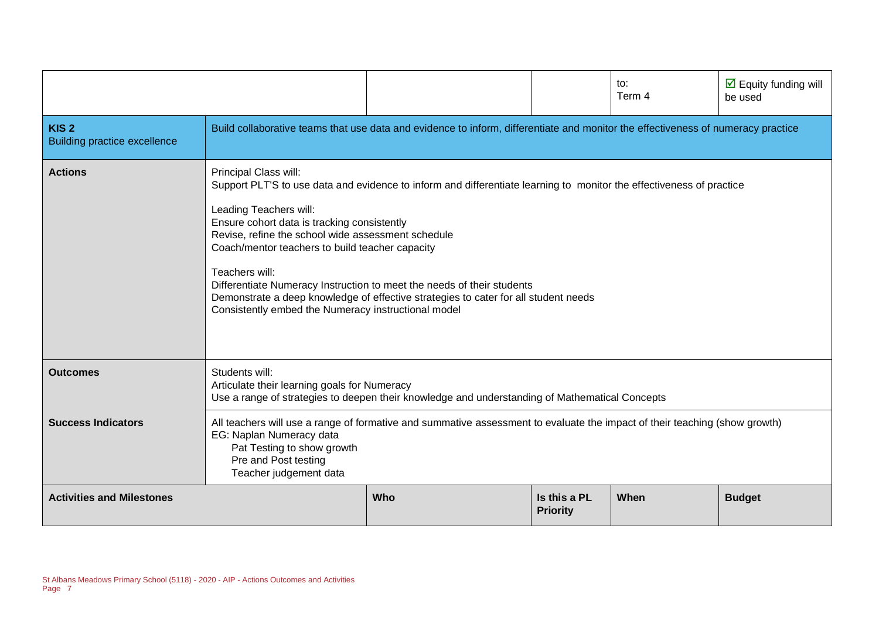| | | | to:<br>Term 4 | ☑ Equity funding will be used |
|---|---|---|---|---|
| **KIS 2**<br>Building practice excellence | Build collaborative teams that use data and evidence to inform, differentiate and monitor the effectiveness of numeracy practice | | | |
| **Actions** | Principal Class will:<br>Support PLT'S to use data and evidence to inform and differentiate learning to monitor the effectiveness of practice<br><br>Leading Teachers will:<br>Ensure cohort data is tracking consistently<br>Revise, refine the school wide assessment schedule<br>Coach/mentor teachers to build teacher capacity<br><br>Teachers will:<br>Differentiate Numeracy Instruction to meet the needs of their students<br>Demonstrate a deep knowledge of effective strategies to cater for all student needs<br>Consistently embed the Numeracy instructional model | | | |
| **Outcomes** | Students will:<br>Articulate their learning goals for Numeracy<br>Use a range of strategies to deepen their knowledge and understanding of Mathematical Concepts | | | |
| **Success Indicators** | All teachers will use a range of formative and summative assessment to evaluate the impact of their teaching (show growth)<br>EG: Naplan Numeracy data<br>Pat Testing to show growth<br>Pre and Post testing<br>Teacher judgement data | | | |
| **Activities and Milestones** | **Who** | **Is this a PL Priority** | **When** | **Budget** |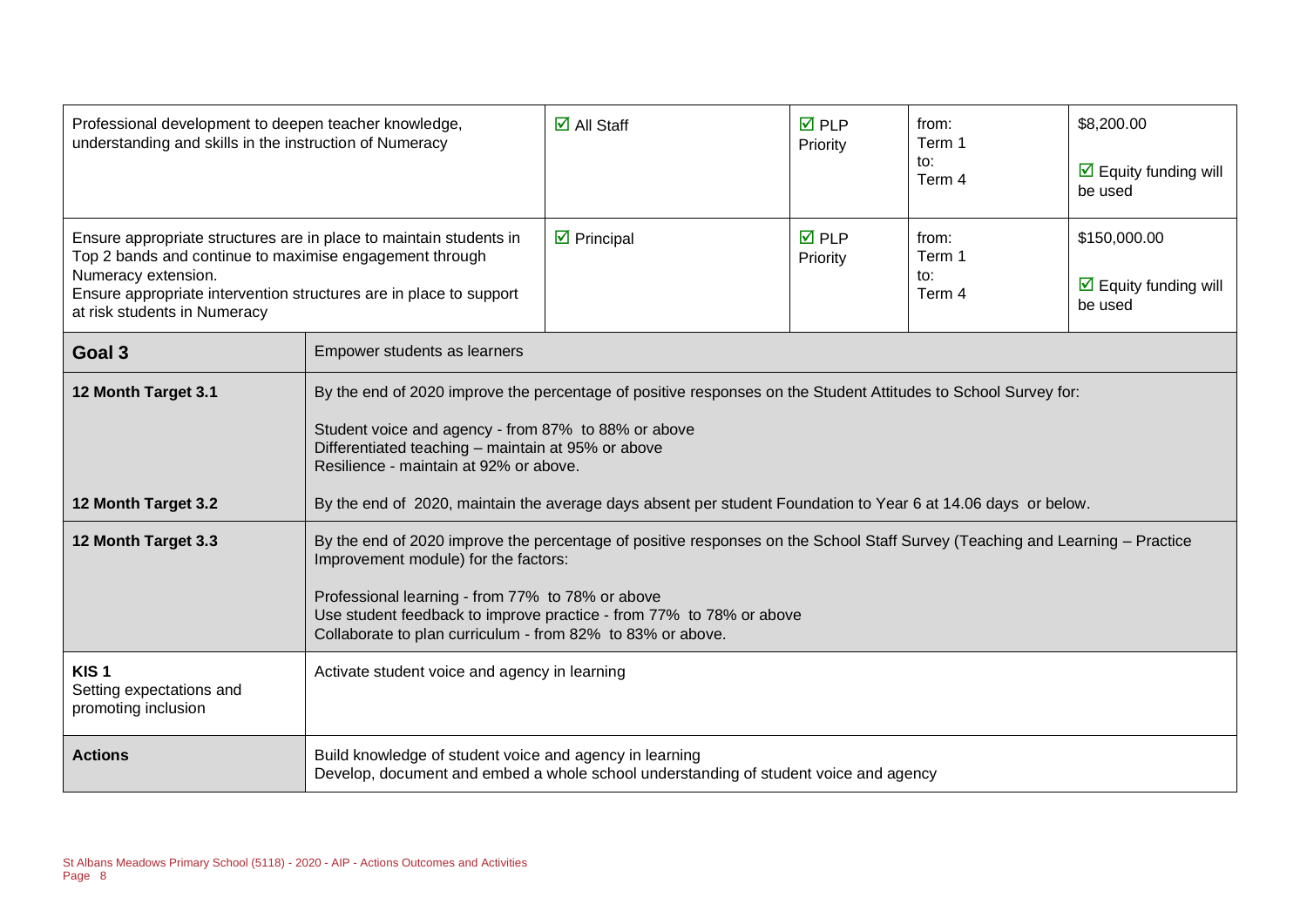| | | | | | |
|---|---|---|---|---|---|
| Professional development to deepen teacher knowledge, understanding and skills in the instruction of Numeracy | | ☑ All Staff | ☑ PLP Priority | from: Term 1 to: Term 4 | $8,200.00<br><br>☑ Equity funding will be used |
| Ensure appropriate structures are in place to maintain students in Top 2 bands and continue to maximise engagement through Numeracy extension.<br>Ensure appropriate intervention structures are in place to support at risk students in Numeracy | | ☑ Principal | ☑ PLP Priority | from: Term 1 to: Term 4 | $150,000.00<br><br>☑ Equity funding will be used |
| **Goal 3** | Empower students as learners | | | | |
| **12 Month Target 3.1**<br><br><br><br><br>**12 Month Target 3.2** | By the end of 2020 improve the percentage of positive responses on the Student Attitudes to School Survey for:<br><br>Student voice and agency - from 87% to 88% or above<br>Differentiated teaching – maintain at 95% or above<br>Resilience - maintain at 92% or above.<br><br>By the end of 2020, maintain the average days absent per student Foundation to Year 6 at 14.06 days or below. | | | | |
| **12 Month Target 3.3** | By the end of 2020 improve the percentage of positive responses on the School Staff Survey (Teaching and Learning – Practice Improvement module) for the factors:<br><br>Professional learning - from 77% to 78% or above<br>Use student feedback to improve practice - from 77% to 78% or above<br>Collaborate to plan curriculum - from 82% to 83% or above. | | | | |
| **KIS 1**<br>Setting expectations and promoting inclusion | Activate student voice and agency in learning | | | | |
| **Actions** | Build knowledge of student voice and agency in learning<br>Develop, document and embed a whole school understanding of student voice and agency | | | | |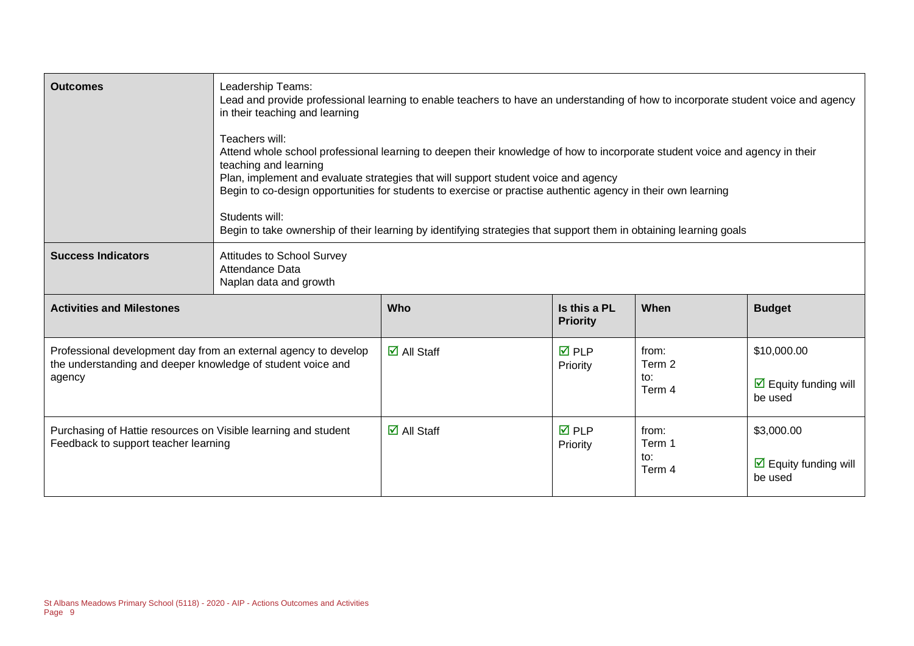| **Outcomes** | Leadership Teams:<br>Lead and provide professional learning to enable teachers to have an understanding of how to incorporate student voice and agency in their teaching and learning<br><br>Teachers will:<br>Attend whole school professional learning to deepen their knowledge of how to incorporate student voice and agency in their teaching and learning<br>Plan, implement and evaluate strategies that will support student voice and agency<br>Begin to co-design opportunities for students to exercise or practise authentic agency in their own learning<br><br>Students will:<br>Begin to take ownership of their learning by identifying strategies that support them in obtaining learning goals | | | | |
|---|---|---|---|---|---|
| **Success Indicators** | Attitudes to School Survey<br>Attendance Data<br>Naplan data and growth | | | | |
| **Activities and Milestones** | | **Who** | **Is this a PL Priority** | **When** | **Budget** |
| Professional development day from an external agency to develop the understanding and deeper knowledge of student voice and agency | | ☑ All Staff | ☑ PLP Priority | from: Term 2 to: Term 4 | $10,000.00<br><br>☑ Equity funding will be used |
| Purchasing of Hattie resources on Visible learning and student Feedback to support teacher learning | | ☑ All Staff | ☑ PLP Priority | from: Term 1 to: Term 4 | $3,000.00<br><br>☑ Equity funding will be used |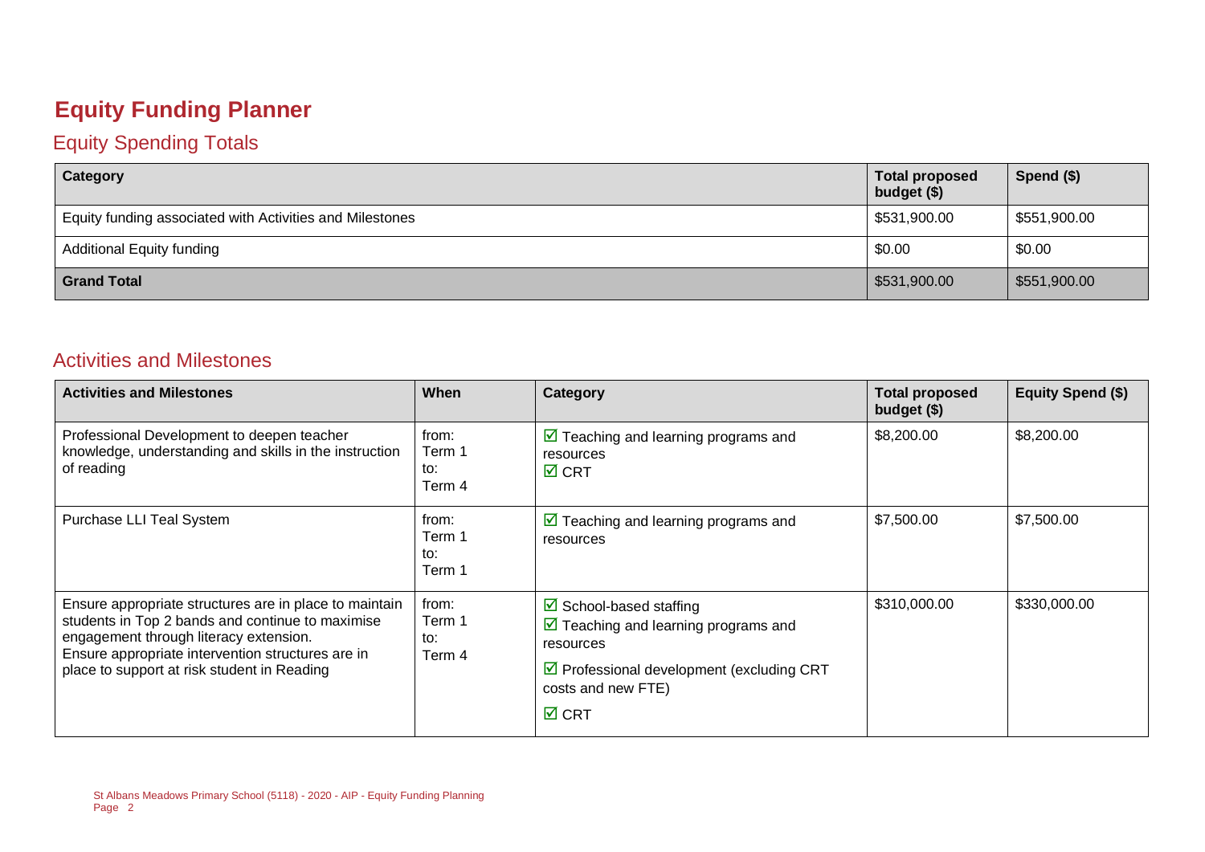# Equity Funding Planner

## Equity Spending Totals

| Category | Total proposed budget ($) | Spend ($) |
|---|---|---|
| Equity funding associated with Activities and Milestones | $531,900.00 | $551,900.00 |
| Additional Equity funding | $0.00 | $0.00 |
| **Grand Total** | $531,900.00 | $551,900.00 |

## Activities and Milestones

| Activities and Milestones | When | Category | Total proposed budget ($) | Equity Spend ($) |
|---|---|---|---|---|
| Professional Development to deepen teacher knowledge, understanding and skills in the instruction of reading | from: Term 1 to: Term 4 | ☑ Teaching and learning programs and resources<br>☑ CRT | $8,200.00 | $8,200.00 |
| Purchase LLI Teal System | from: Term 1 to: Term 1 | ☑ Teaching and learning programs and resources | $7,500.00 | $7,500.00 |
| Ensure appropriate structures are in place to maintain students in Top 2 bands and continue to maximise engagement through literacy extension.<br>Ensure appropriate intervention structures are in place to support at risk student in Reading | from: Term 1 to: Term 4 | ☑ School-based staffing<br>☑ Teaching and learning programs and resources<br>☑ Professional development (excluding CRT costs and new FTE)<br>☑ CRT | $310,000.00 | $330,000.00 |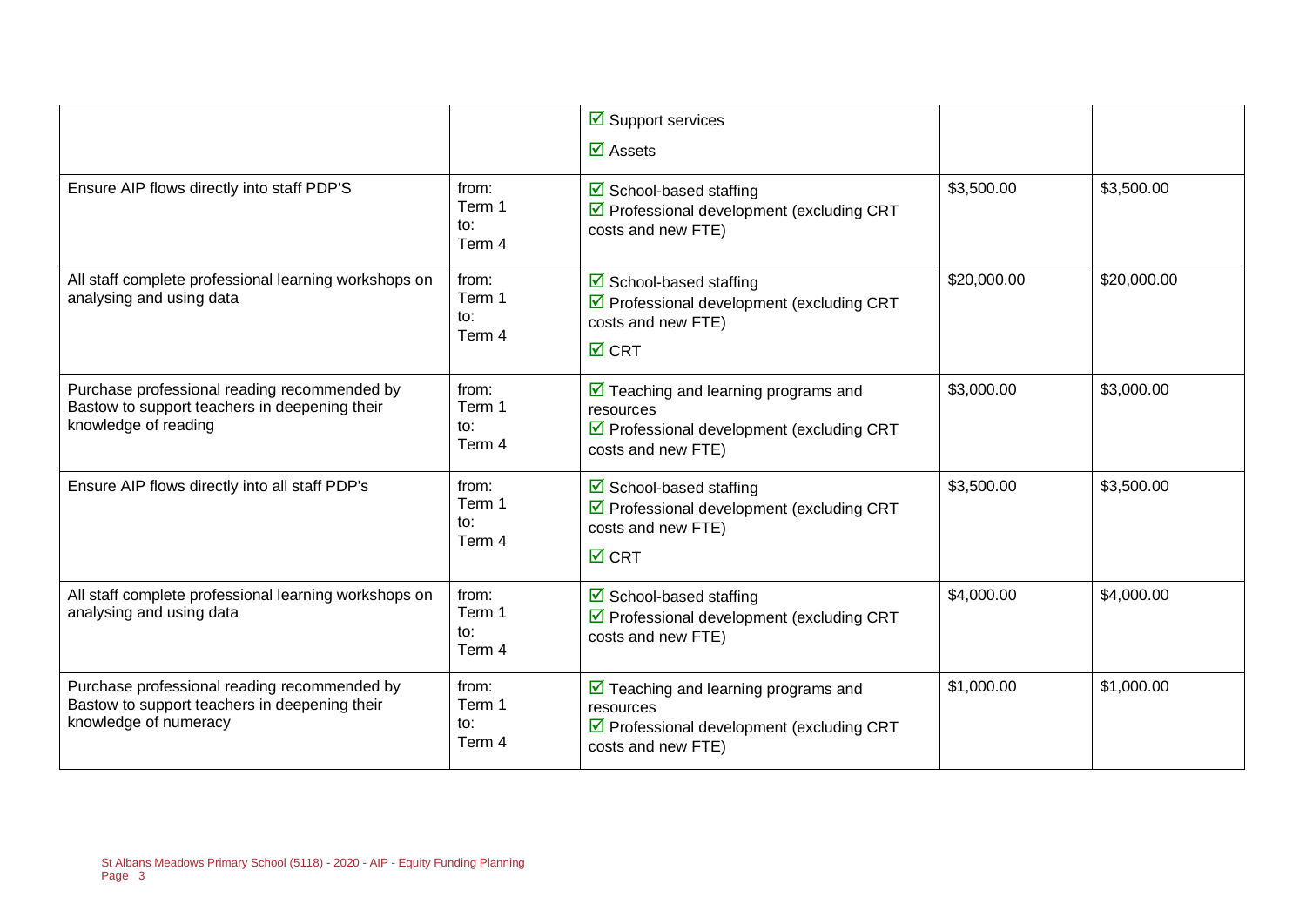| | | | | |
|---|---|---|---|---|
| | | ☑ Support services<br>☑ Assets | | |
| Ensure AIP flows directly into staff PDP'S | from:<br>Term 1<br>to:<br>Term 4 | ☑ School-based staffing<br>☑ Professional development (excluding CRT costs and new FTE) | $3,500.00 | $3,500.00 |
| All staff complete professional learning workshops on analysing and using data | from:<br>Term 1<br>to:<br>Term 4 | ☑ School-based staffing<br>☑ Professional development (excluding CRT costs and new FTE)<br>☑ CRT | $20,000.00 | $20,000.00 |
| Purchase professional reading recommended by Bastow to support teachers in deepening their knowledge of reading | from:<br>Term 1<br>to:<br>Term 4 | ☑ Teaching and learning programs and resources<br>☑ Professional development (excluding CRT costs and new FTE) | $3,000.00 | $3,000.00 |
| Ensure AIP flows directly into all staff PDP's | from:<br>Term 1<br>to:<br>Term 4 | ☑ School-based staffing<br>☑ Professional development (excluding CRT costs and new FTE)<br>☑ CRT | $3,500.00 | $3,500.00 |
| All staff complete professional learning workshops on analysing and using data | from:<br>Term 1<br>to:<br>Term 4 | ☑ School-based staffing<br>☑ Professional development (excluding CRT costs and new FTE) | $4,000.00 | $4,000.00 |
| Purchase professional reading recommended by Bastow to support teachers in deepening their knowledge of numeracy | from:<br>Term 1<br>to:<br>Term 4 | ☑ Teaching and learning programs and resources<br>☑ Professional development (excluding CRT costs and new FTE) | $1,000.00 | $1,000.00 |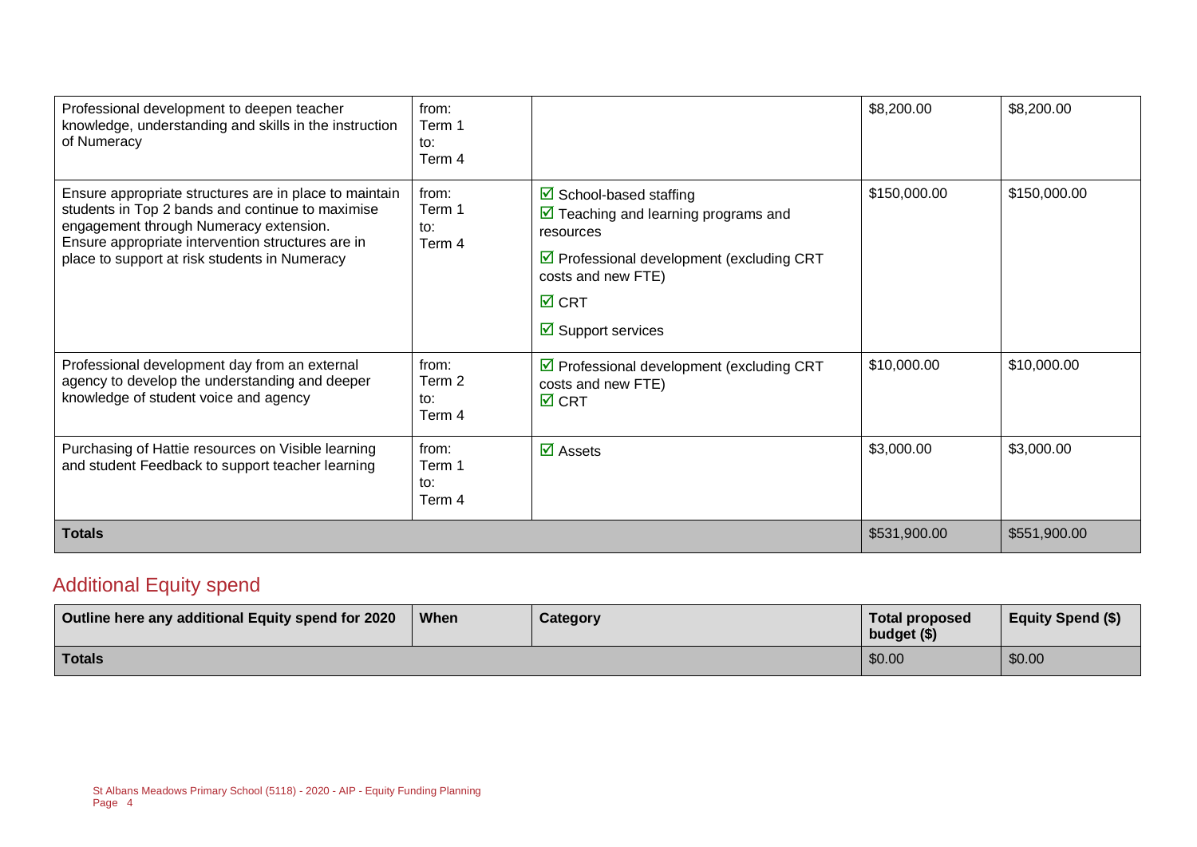| | | | | |
|---|---|---|---|---|
| Professional development to deepen teacher knowledge, understanding and skills in the instruction of Numeracy | from: Term 1 to: Term 4 | | $8,200.00 | $8,200.00 |
| Ensure appropriate structures are in place to maintain students in Top 2 bands and continue to maximise engagement through Numeracy extension. Ensure appropriate intervention structures are in place to support at risk students in Numeracy | from: Term 1 to: Term 4 | ☑ School-based staffing ☑ Teaching and learning programs and resources ☑ Professional development (excluding CRT costs and new FTE) ☑ CRT ☑ Support services | $150,000.00 | $150,000.00 |
| Professional development day from an external agency to develop the understanding and deeper knowledge of student voice and agency | from: Term 2 to: Term 4 | ☑ Professional development (excluding CRT costs and new FTE) ☑ CRT | $10,000.00 | $10,000.00 |
| Purchasing of Hattie resources on Visible learning and student Feedback to support teacher learning | from: Term 1 to: Term 4 | ☑ Assets | $3,000.00 | $3,000.00 |
| **Totals** | | | $531,900.00 | $551,900.00 |

## Additional Equity spend

| Outline here any additional Equity spend for 2020 | When | Category | Total proposed budget ($) | Equity Spend ($) |
|---|---|---|---|---|
| **Totals** | | | $0.00 | $0.00 |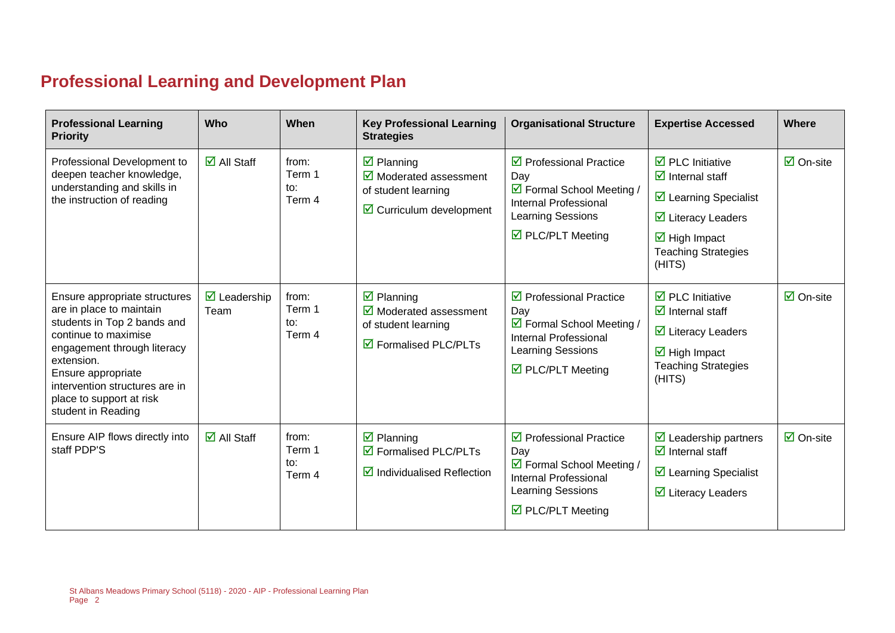## Professional Learning and Development Plan

| Professional Learning Priority | Who | When | Key Professional Learning Strategies | Organisational Structure | Expertise Accessed | Where |
|---|---|---|---|---|---|---|
| Professional Development to deepen teacher knowledge, understanding and skills in the instruction of reading | ☑ All Staff | from: Term 1 to: Term 4 | ☑ Planning<br>☑ Moderated assessment of student learning<br>☑ Curriculum development | ☑ Professional Practice Day<br>☑ Formal School Meeting / Internal Professional Learning Sessions<br>☑ PLC/PLT Meeting | ☑ PLC Initiative<br>☑ Internal staff<br>☑ Learning Specialist<br>☑ Literacy Leaders<br>☑ High Impact Teaching Strategies (HITS) | ☑ On-site |
| Ensure appropriate structures are in place to maintain students in Top 2 bands and continue to maximise engagement through literacy extension.<br>Ensure appropriate intervention structures are in place to support at risk student in Reading | ☑ Leadership Team | from: Term 1 to: Term 4 | ☑ Planning<br>☑ Moderated assessment of student learning<br>☑ Formalised PLC/PLTs | ☑ Professional Practice Day<br>☑ Formal School Meeting / Internal Professional Learning Sessions<br>☑ PLC/PLT Meeting | ☑ PLC Initiative<br>☑ Internal staff<br>☑ Literacy Leaders<br>☑ High Impact Teaching Strategies (HITS) | ☑ On-site |
| Ensure AIP flows directly into staff PDP'S | ☑ All Staff | from: Term 1 to: Term 4 | ☑ Planning<br>☑ Formalised PLC/PLTs<br>☑ Individualised Reflection | ☑ Professional Practice Day<br>☑ Formal School Meeting / Internal Professional Learning Sessions<br>☑ PLC/PLT Meeting | ☑ Leadership partners<br>☑ Internal staff<br>☑ Learning Specialist<br>☑ Literacy Leaders | ☑ On-site |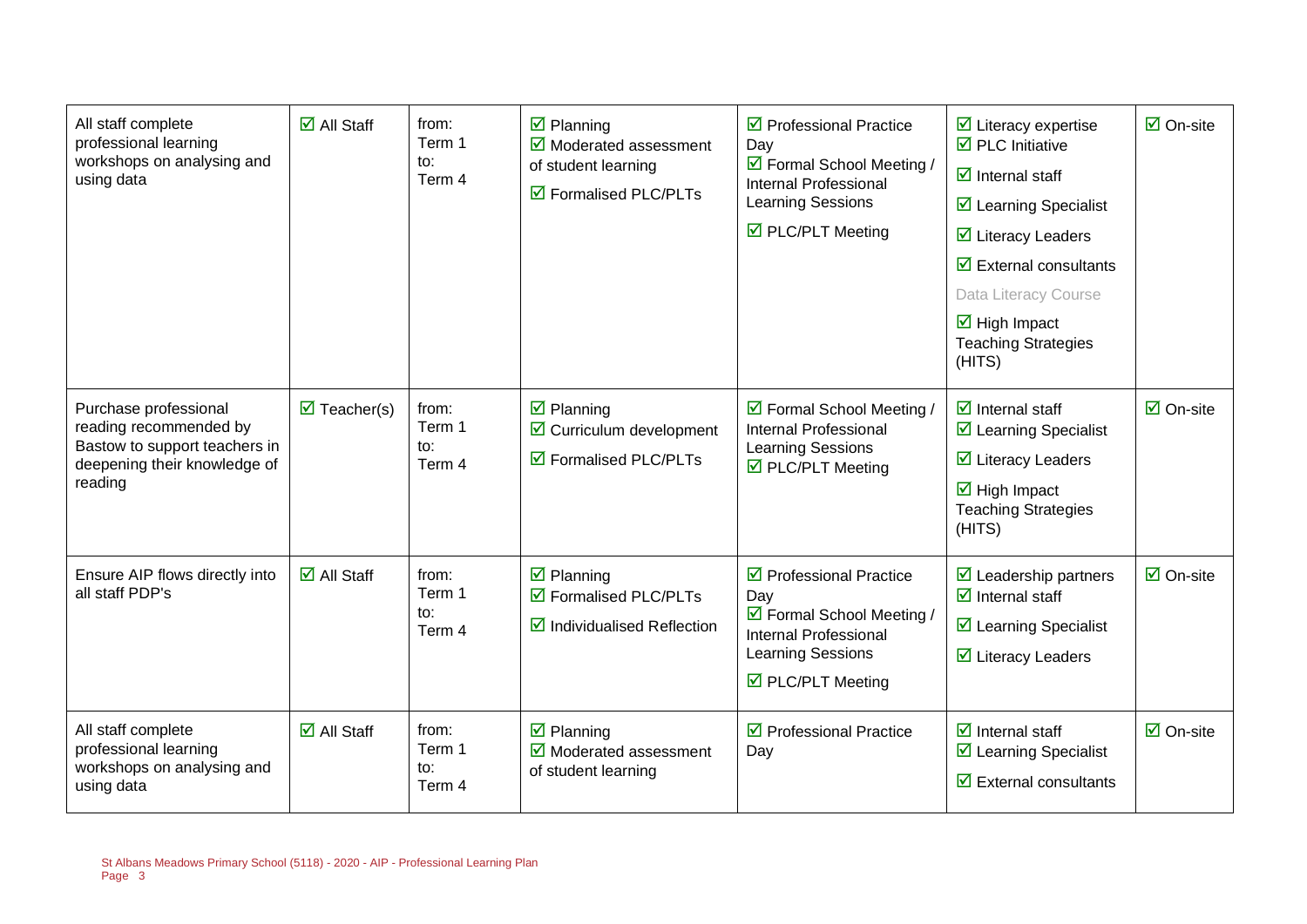| | | | | | | |
|---|---|---|---|---|---|---|
| All staff complete professional learning workshops on analysing and using data | ☑ All Staff | from: Term 1 to: Term 4 | ☑ Planning ☑ Moderated assessment of student learning ☑ Formalised PLC/PLTs | ☑ Professional Practice Day ☑ Formal School Meeting / Internal Professional Learning Sessions ☑ PLC/PLT Meeting | ☑ Literacy expertise ☑ PLC Initiative ☑ Internal staff ☑ Learning Specialist ☑ Literacy Leaders ☑ External consultants Data Literacy Course ☑ High Impact Teaching Strategies (HITS) | ☑ On-site |
| Purchase professional reading recommended by Bastow to support teachers in deepening their knowledge of reading | ☑ Teacher(s) | from: Term 1 to: Term 4 | ☑ Planning ☑ Curriculum development ☑ Formalised PLC/PLTs | ☑ Formal School Meeting / Internal Professional Learning Sessions ☑ PLC/PLT Meeting | ☑ Internal staff ☑ Learning Specialist ☑ Literacy Leaders ☑ High Impact Teaching Strategies (HITS) | ☑ On-site |
| Ensure AIP flows directly into all staff PDP's | ☑ All Staff | from: Term 1 to: Term 4 | ☑ Planning ☑ Formalised PLC/PLTs ☑ Individualised Reflection | ☑ Professional Practice Day ☑ Formal School Meeting / Internal Professional Learning Sessions ☑ PLC/PLT Meeting | ☑ Leadership partners ☑ Internal staff ☑ Learning Specialist ☑ Literacy Leaders | ☑ On-site |
| All staff complete professional learning workshops on analysing and using data | ☑ All Staff | from: Term 1 to: Term 4 | ☑ Planning ☑ Moderated assessment of student learning | ☑ Professional Practice Day | ☑ Internal staff ☑ Learning Specialist ☑ External consultants | ☑ On-site |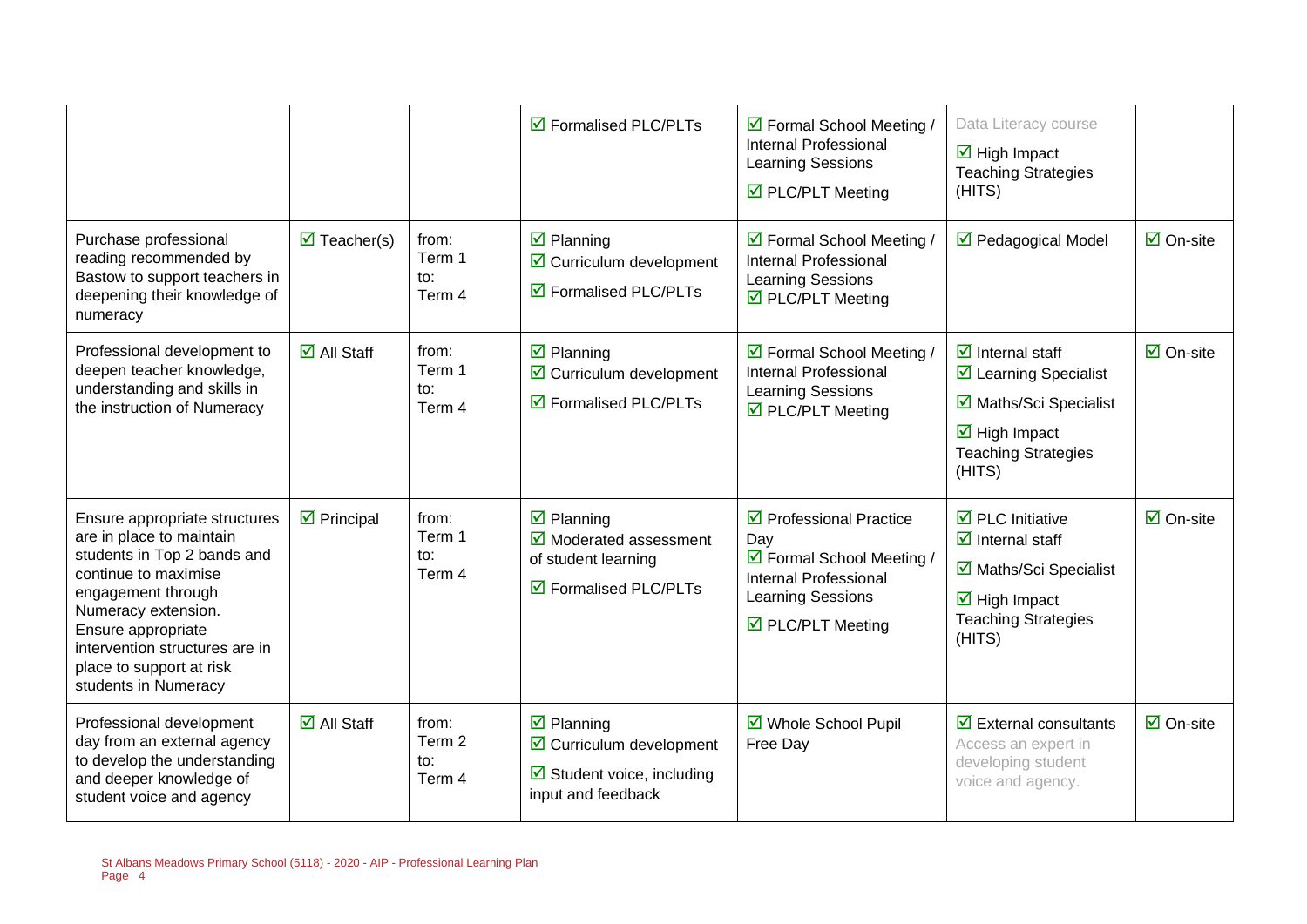| | | | | | | |
|---|---|---|---|---|---|---|
| | | | ☑ Formalised PLC/PLTs | ☑ Formal School Meeting / Internal Professional Learning Sessions<br>☑ PLC/PLT Meeting | Data Literacy course<br>☑ High Impact Teaching Strategies (HITS) | |
| Purchase professional reading recommended by Bastow to support teachers in deepening their knowledge of numeracy | ☑ Teacher(s) | from:<br>Term 1<br>to:<br>Term 4 | ☑ Planning<br>☑ Curriculum development<br>☑ Formalised PLC/PLTs | ☑ Formal School Meeting / Internal Professional Learning Sessions<br>☑ PLC/PLT Meeting | ☑ Pedagogical Model | ☑ On-site |
| Professional development to deepen teacher knowledge, understanding and skills in the instruction of Numeracy | ☑ All Staff | from:<br>Term 1<br>to:<br>Term 4 | ☑ Planning<br>☑ Curriculum development<br>☑ Formalised PLC/PLTs | ☑ Formal School Meeting / Internal Professional Learning Sessions<br>☑ PLC/PLT Meeting | ☑ Internal staff<br>☑ Learning Specialist<br>☑ Maths/Sci Specialist<br>☑ High Impact Teaching Strategies (HITS) | ☑ On-site |
| Ensure appropriate structures are in place to maintain students in Top 2 bands and continue to maximise engagement through Numeracy extension. Ensure appropriate intervention structures are in place to support at risk students in Numeracy | ☑ Principal | from:<br>Term 1<br>to:<br>Term 4 | ☑ Planning<br>☑ Moderated assessment of student learning<br>☑ Formalised PLC/PLTs | ☑ Professional Practice Day<br>☑ Formal School Meeting / Internal Professional Learning Sessions<br>☑ PLC/PLT Meeting | ☑ PLC Initiative<br>☑ Internal staff<br>☑ Maths/Sci Specialist<br>☑ High Impact Teaching Strategies (HITS) | ☑ On-site |
| Professional development day from an external agency to develop the understanding and deeper knowledge of student voice and agency | ☑ All Staff | from:<br>Term 2<br>to:<br>Term 4 | ☑ Planning<br>☑ Curriculum development<br>☑ Student voice, including input and feedback | ☑ Whole School Pupil Free Day | ☑ External consultants<br>Access an expert in developing student voice and agency. | ☑ On-site |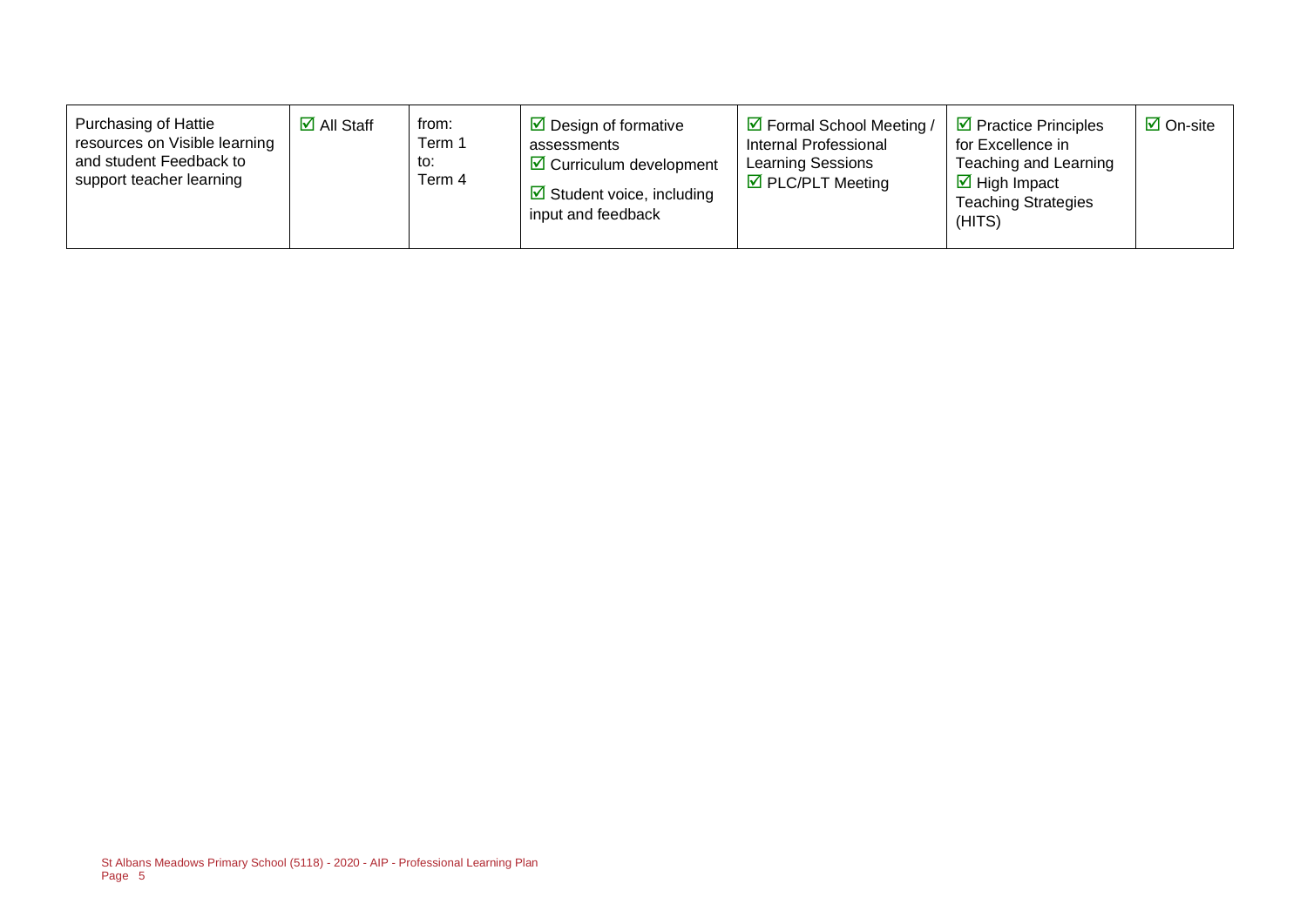| | | | | | | |
|---|---|---|---|---|---|---|
| Purchasing of Hattie resources on Visible learning and student Feedback to support teacher learning | ☑ All Staff | from: Term 1 to: Term 4 | ☑ Design of formative assessments ☑ Curriculum development ☑ Student voice, including input and feedback | ☑ Formal School Meeting / Internal Professional Learning Sessions ☑ PLC/PLT Meeting | ☑ Practice Principles for Excellence in Teaching and Learning ☑ High Impact Teaching Strategies (HITS) | ☑ On-site |